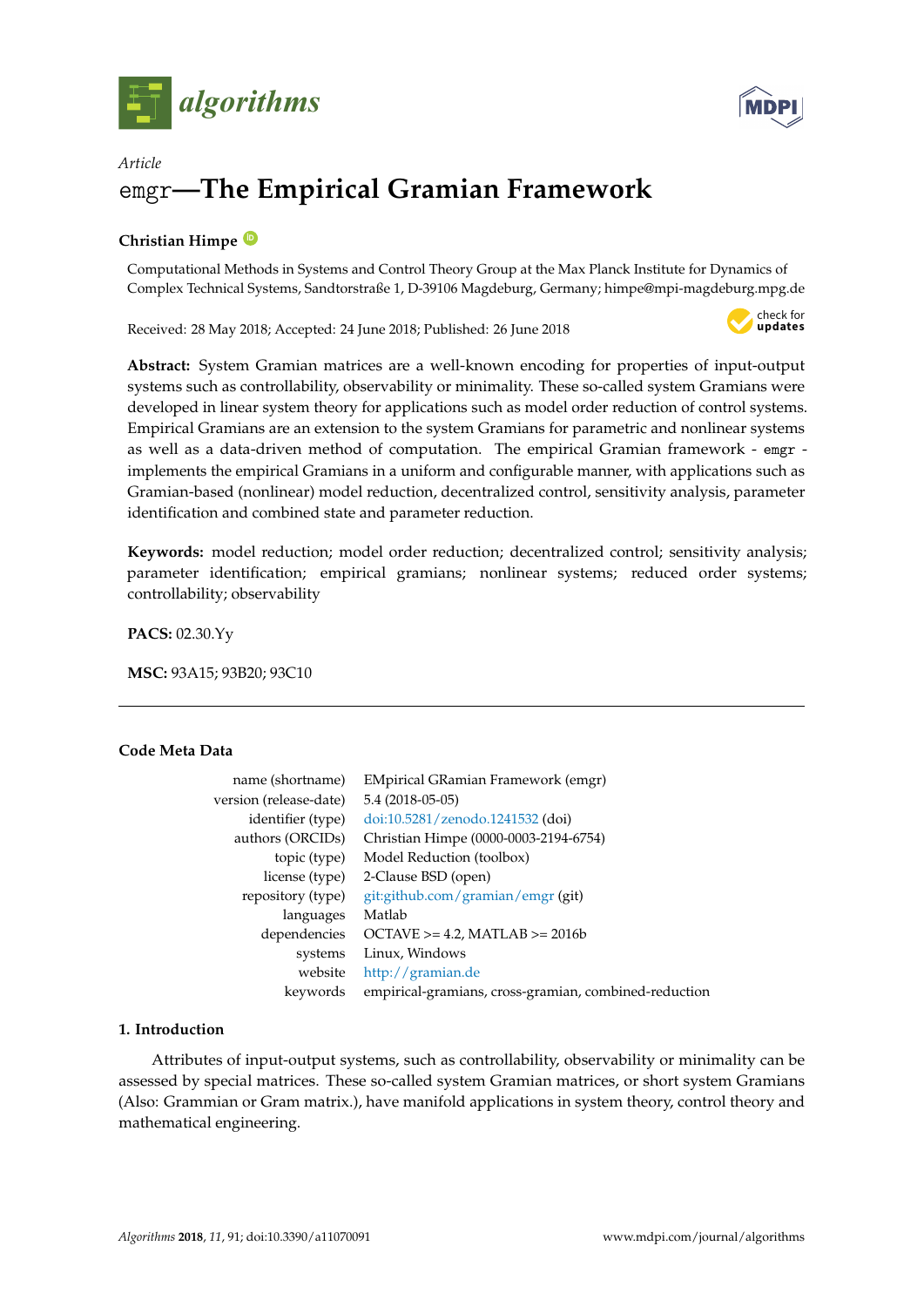*Article*

# emgr—The Empirical Gramian Framework

**Christian Himpe**

Computational Methods in Systems and Control Theory Group at the Max Planck Institute for Dynamics of Complex Technical Systems, Sandtorstraße 1, D-39106 Magdeburg, Germany; himpe@mpi-magdeburg.mpg.de

Received: 28 May 2018; Accepted: 24 June 2018; Published: 26 June 2018

**Abstract:** System Gramian matrices are a well-known encoding for properties of input-output systems such as controllability, observability or minimality. These so-called system Gramians were developed in linear system theory for applications such as model order reduction of control systems. Empirical Gramians are an extension to the system Gramians for parametric and nonlinear systems as well as a data-driven method of computation. The empirical Gramian framework - emgr - implements the empirical Gramians in a uniform and configurable manner, with applications such as Gramian-based (nonlinear) model reduction, decentralized control, sensitivity analysis, parameter identification and combined state and parameter reduction.

**Keywords:** model reduction; model order reduction; decentralized control; sensitivity analysis; parameter identification; empirical gramians; nonlinear systems; reduced order systems; controllability; observability

**PACS:** 02.30.Yy

**MSC:** 93A15; 93B20; 93C10

---

**Code Meta Data**

| | |
|---|---|
| name (shortname) | EMpirical GRamian Framework (emgr) |
| version (release-date) | 5.4 (2018-05-05) |
| identifier (type) | doi:10.5281/zenodo.1241532 (doi) |
| authors (ORCIDs) | Christian Himpe (0000-0003-2194-6754) |
| topic (type) | Model Reduction (toolbox) |
| license (type) | 2-Clause BSD (open) |
| repository (type) | git:github.com/gramian/emgr (git) |
| languages | Matlab |
| dependencies | OCTAVE >= 4.2, MATLAB >= 2016b |
| systems | Linux, Windows |
| website | http://gramian.de |
| keywords | empirical-gramians, cross-gramian, combined-reduction |

## 1. Introduction

Attributes of input-output systems, such as controllability, observability or minimality can be assessed by special matrices. These so-called system Gramian matrices, or short system Gramians (Also: Grammian or Gram matrix.), have manifold applications in system theory, control theory and mathematical engineering.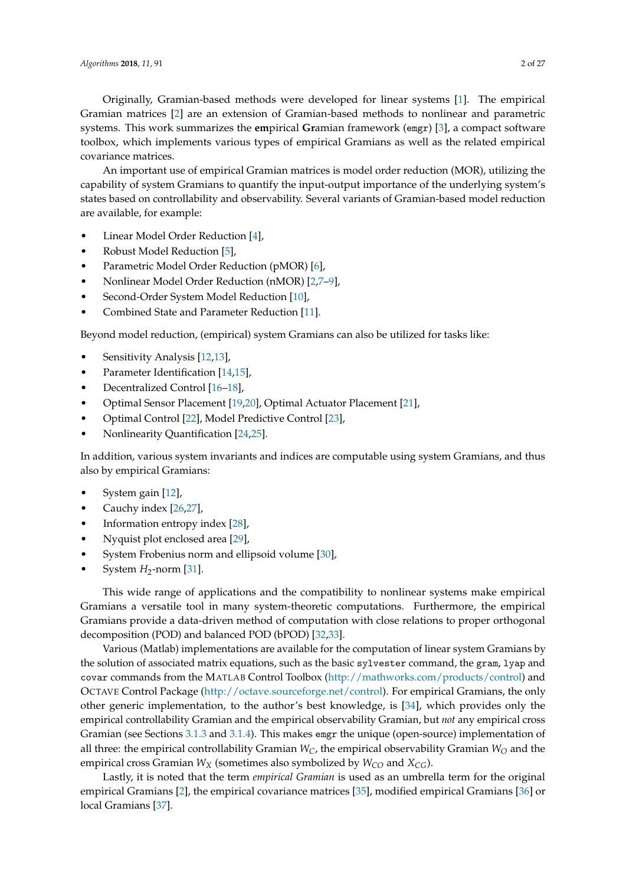Originally, Gramian-based methods were developed for linear systems [1]. The empirical Gramian matrices [2] are an extension of Gramian-based methods to nonlinear and parametric systems. This work summarizes the **em**pirical **Gr**amian framework (`emgr`) [3], a compact software toolbox, which implements various types of empirical Gramians as well as the related empirical covariance matrices.

An important use of empirical Gramian matrices is model order reduction (MOR), utilizing the capability of system Gramians to quantify the input-output importance of the underlying system's states based on controllability and observability. Several variants of Gramian-based model reduction are available, for example:

- Linear Model Order Reduction [4],
- Robust Model Reduction [5],
- Parametric Model Order Reduction (pMOR) [6],
- Nonlinear Model Order Reduction (nMOR) [2,7–9],
- Second-Order System Model Reduction [10],
- Combined State and Parameter Reduction [11].

Beyond model reduction, (empirical) system Gramians can also be utilized for tasks like:

- Sensitivity Analysis [12,13],
- Parameter Identification [14,15],
- Decentralized Control [16–18],
- Optimal Sensor Placement [19,20], Optimal Actuator Placement [21],
- Optimal Control [22], Model Predictive Control [23],
- Nonlinearity Quantification [24,25].

In addition, various system invariants and indices are computable using system Gramians, and thus also by empirical Gramians:

- System gain [12],
- Cauchy index [26,27],
- Information entropy index [28],
- Nyquist plot enclosed area [29],
- System Frobenius norm and ellipsoid volume [30],
- System $H_2$-norm [31].

This wide range of applications and the compatibility to nonlinear systems make empirical Gramians a versatile tool in many system-theoretic computations. Furthermore, the empirical Gramians provide a data-driven method of computation with close relations to proper orthogonal decomposition (POD) and balanced POD (bPOD) [32,33].

Various (Matlab) implementations are available for the computation of linear system Gramians by the solution of associated matrix equations, such as the basic `sylvester` command, the `gram`, `lyap` and `covar` commands from the MATLAB Control Toolbox (http://mathworks.com/products/control) and OCTAVE Control Package (http://octave.sourceforge.net/control). For empirical Gramians, the only other generic implementation, to the author's best knowledge, is [34], which provides only the empirical controllability Gramian and the empirical observability Gramian, but *not* any empirical cross Gramian (see Sections 3.1.3 and 3.1.4). This makes `emgr` the unique (open-source) implementation of all three: the empirical controllability Gramian $W_C$, the empirical observability Gramian $W_O$ and the empirical cross Gramian $W_X$ (sometimes also symbolized by $W_{CO}$ and $X_{CG}$).

Lastly, it is noted that the term *empirical Gramian* is used as an umbrella term for the original empirical Gramians [2], the empirical covariance matrices [35], modified empirical Gramians [36] or local Gramians [37].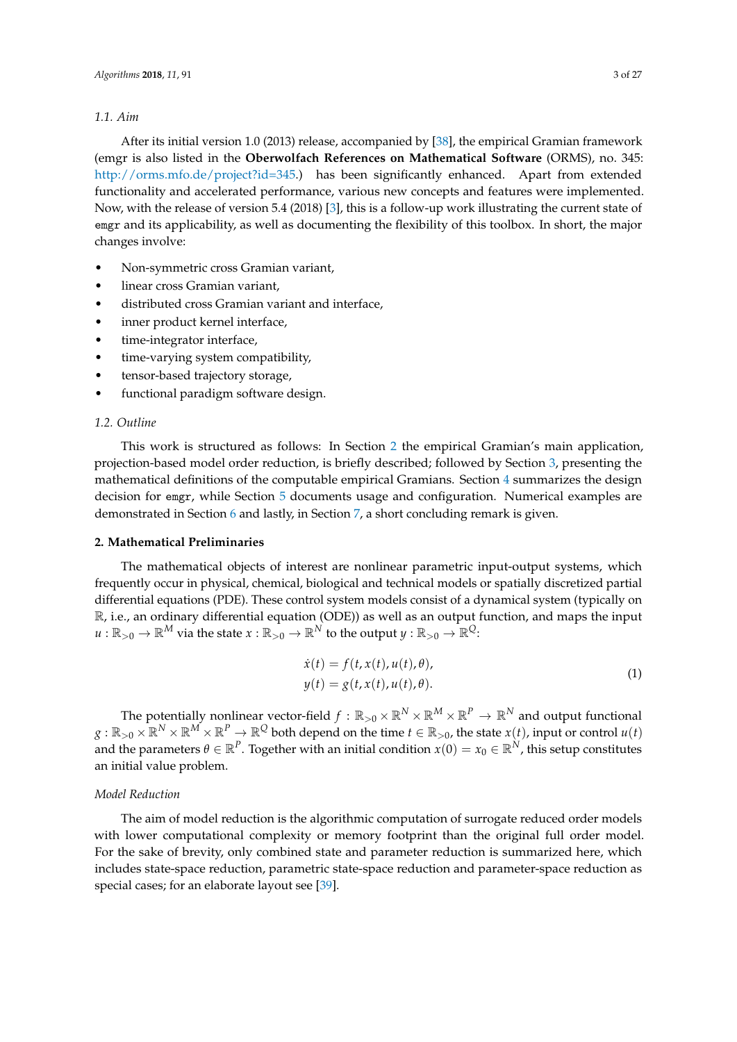### 1.1. Aim

After its initial version 1.0 (2013) release, accompanied by [38], the empirical Gramian framework (emgr is also listed in the **Oberwolfach References on Mathematical Software** (ORMS), no. 345: http://orms.mfo.de/project?id=345.) has been significantly enhanced. Apart from extended functionality and accelerated performance, various new concepts and features were implemented. Now, with the release of version 5.4 (2018) [3], this is a follow-up work illustrating the current state of `emgr` and its applicability, as well as documenting the flexibility of this toolbox. In short, the major changes involve:

- Non-symmetric cross Gramian variant,
- linear cross Gramian variant,
- distributed cross Gramian variant and interface,
- inner product kernel interface,
- time-integrator interface,
- time-varying system compatibility,
- tensor-based trajectory storage,
- functional paradigm software design.

### 1.2. Outline

This work is structured as follows: In Section 2 the empirical Gramian's main application, projection-based model order reduction, is briefly described; followed by Section 3, presenting the mathematical definitions of the computable empirical Gramians. Section 4 summarizes the design decision for `emgr`, while Section 5 documents usage and configuration. Numerical examples are demonstrated in Section 6 and lastly, in Section 7, a short concluding remark is given.

## 2. Mathematical Preliminaries

The mathematical objects of interest are nonlinear parametric input-output systems, which frequently occur in physical, chemical, biological and technical models or spatially discretized partial differential equations (PDE). These control system models consist of a dynamical system (typically on $\mathbb{R}$, i.e., an ordinary differential equation (ODE)) as well as an output function, and maps the input $u : \mathbb{R}_{>0} \to \mathbb{R}^M$ via the state $x : \mathbb{R}_{>0} \to \mathbb{R}^N$ to the output $y : \mathbb{R}_{>0} \to \mathbb{R}^Q$:

$$
\begin{aligned}
\dot{x}(t) &= f(t, x(t), u(t), \theta), \\
y(t) &= g(t, x(t), u(t), \theta).
\end{aligned}
\tag{1}
$$

The potentially nonlinear vector-field $f : \mathbb{R}_{>0} \times \mathbb{R}^N \times \mathbb{R}^M \times \mathbb{R}^P \to \mathbb{R}^N$ and output functional $g : \mathbb{R}_{>0} \times \mathbb{R}^N \times \mathbb{R}^M \times \mathbb{R}^P \to \mathbb{R}^Q$ both depend on the time $t \in \mathbb{R}_{>0}$, the state $x(t)$, input or control $u(t)$ and the parameters $\theta \in \mathbb{R}^P$. Together with an initial condition $x(0) = x_0 \in \mathbb{R}^N$, this setup constitutes an initial value problem.

#### *Model Reduction*

The aim of model reduction is the algorithmic computation of surrogate reduced order models with lower computational complexity or memory footprint than the original full order model. For the sake of brevity, only combined state and parameter reduction is summarized here, which includes state-space reduction, parametric state-space reduction and parameter-space reduction as special cases; for an elaborate layout see [39].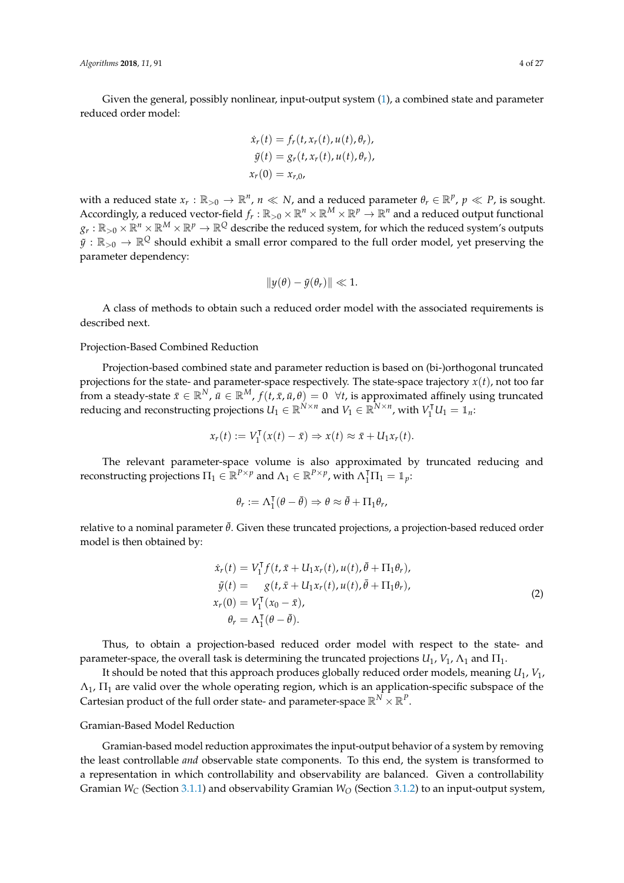Given the general, possibly nonlinear, input-output system (1), a combined state and parameter reduced order model:

$$
\begin{aligned}
\dot{x}_r(t) &= f_r(t, x_r(t), u(t), \theta_r), \\
\tilde{y}(t) &= g_r(t, x_r(t), u(t), \theta_r), \\
x_r(0) &= x_{r,0},
\end{aligned}
$$

with a reduced state $x_r : \mathbb{R}_{>0} \to \mathbb{R}^n$, $n \ll N$, and a reduced parameter $\theta_r \in \mathbb{R}^p$, $p \ll P$, is sought. Accordingly, a reduced vector-field $f_r : \mathbb{R}_{>0} \times \mathbb{R}^n \times \mathbb{R}^M \times \mathbb{R}^p \to \mathbb{R}^n$ and a reduced output functional $g_r : \mathbb{R}_{>0} \times \mathbb{R}^n \times \mathbb{R}^M \times \mathbb{R}^p \to \mathbb{R}^Q$ describe the reduced system, for which the reduced system's outputs $\tilde{y} : \mathbb{R}_{>0} \to \mathbb{R}^Q$ should exhibit a small error compared to the full order model, yet preserving the parameter dependency:

$$
\|y(\theta) - \tilde{y}(\theta_r)\| \ll 1.
$$

A class of methods to obtain such a reduced order model with the associated requirements is described next.

Projection-Based Combined Reduction

Projection-based combined state and parameter reduction is based on (bi-)orthogonal truncated projections for the state- and parameter-space respectively. The state-space trajectory $x(t)$, not too far from a steady-state $\bar{x} \in \mathbb{R}^N$, $\bar{u} \in \mathbb{R}^M$, $f(t, \bar{x}, \bar{u}, \theta) = 0 \;\; \forall t$, is approximated affinely using truncated reducing and reconstructing projections $U_1 \in \mathbb{R}^{N \times n}$ and $V_1 \in \mathbb{R}^{N \times n}$, with $V_1^\intercal U_1 = \mathbb{1}_n$:

$$
x_r(t) := V_1^\intercal (x(t) - \bar{x}) \Rightarrow x(t) \approx \bar{x} + U_1 x_r(t).
$$

The relevant parameter-space volume is also approximated by truncated reducing and reconstructing projections $\Pi_1 \in \mathbb{R}^{P \times p}$ and $\Lambda_1 \in \mathbb{R}^{P \times p}$, with $\Lambda_1^\intercal \Pi_1 = \mathbb{1}_p$:

$$
\theta_r := \Lambda_1^\intercal (\theta - \bar{\theta}) \Rightarrow \theta \approx \bar{\theta} + \Pi_1 \theta_r,
$$

relative to a nominal parameter $\bar{\theta}$. Given these truncated projections, a projection-based reduced order model is then obtained by:

$$
\begin{aligned}
\dot{x}_r(t) &= V_1^\intercal f(t, \bar{x} + U_1 x_r(t), u(t), \bar{\theta} + \Pi_1 \theta_r), \\
\tilde{y}(t) &= \quad\; g(t, \bar{x} + U_1 x_r(t), u(t), \bar{\theta} + \Pi_1 \theta_r), \\
x_r(0) &= V_1^\intercal (x_0 - \bar{x}), \\
\theta_r &= \Lambda_1^\intercal (\theta - \bar{\theta}).
\end{aligned}
\tag{2}
$$

Thus, to obtain a projection-based reduced order model with respect to the state- and parameter-space, the overall task is determining the truncated projections $U_1$, $V_1$, $\Lambda_1$ and $\Pi_1$.

It should be noted that this approach produces globally reduced order models, meaning $U_1$, $V_1$, $\Lambda_1$, $\Pi_1$ are valid over the whole operating region, which is an application-specific subspace of the Cartesian product of the full order state- and parameter-space $\mathbb{R}^N \times \mathbb{R}^P$.

Gramian-Based Model Reduction

Gramian-based model reduction approximates the input-output behavior of a system by removing the least controllable *and* observable state components. To this end, the system is transformed to a representation in which controllability and observability are balanced. Given a controllability Gramian $W_C$ (Section 3.1.1) and observability Gramian $W_O$ (Section 3.1.2) to an input-output system,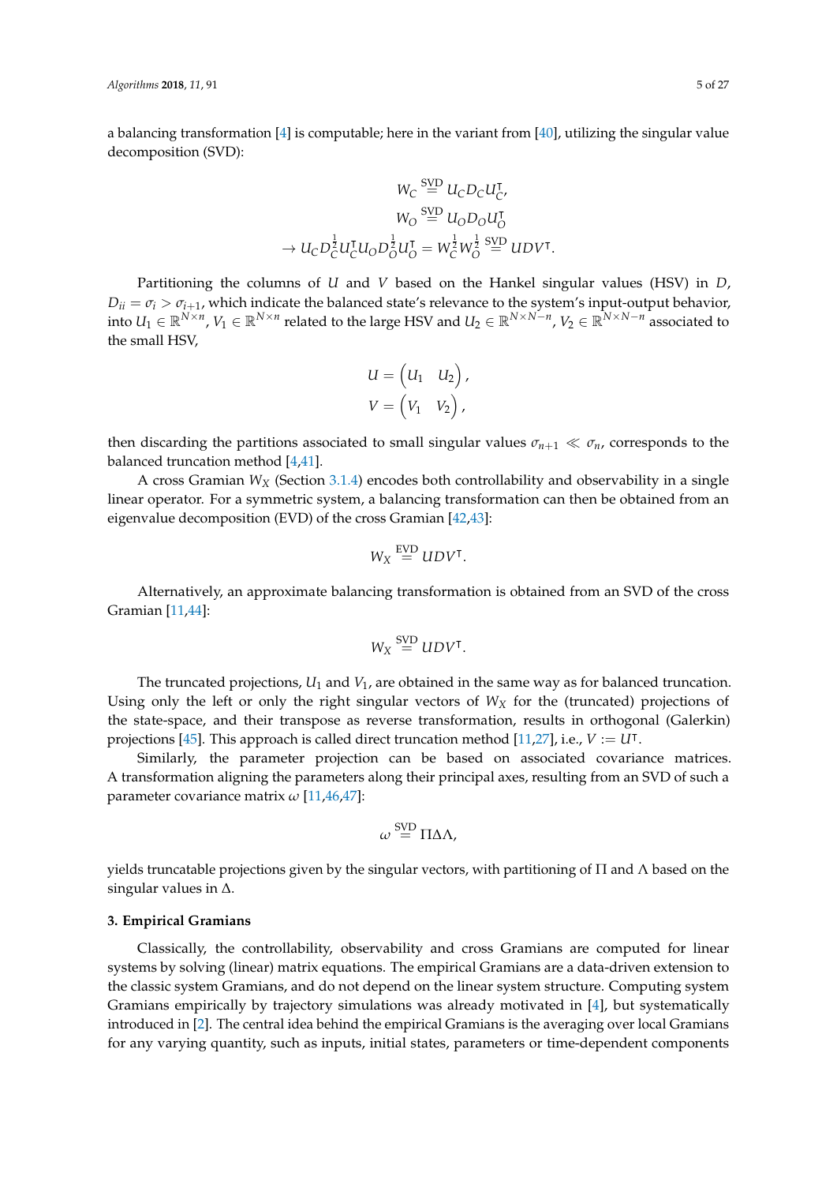a balancing transformation [4] is computable; here in the variant from [40], utilizing the singular value decomposition (SVD):

$$
\begin{aligned}
W_C &\overset{\text{SVD}}{=} U_C D_C U_C^\intercal, \\
W_O &\overset{\text{SVD}}{=} U_O D_O U_O^\intercal \\
\to U_C D_C^{\frac{1}{2}} U_C^\intercal U_O D_O^{\frac{1}{2}} U_O^\intercal &= W_C^{\frac{1}{2}} W_O^{\frac{1}{2}} \overset{\text{SVD}}{=} U D V^\intercal.
\end{aligned}
$$

Partitioning the columns of $U$ and $V$ based on the Hankel singular values (HSV) in $D$, $D_{ii} = \sigma_i > \sigma_{i+1}$, which indicate the balanced state's relevance to the system's input-output behavior, into $U_1 \in \mathbb{R}^{N \times n}$, $V_1 \in \mathbb{R}^{N \times n}$ related to the large HSV and $U_2 \in \mathbb{R}^{N \times N-n}$, $V_2 \in \mathbb{R}^{N \times N-n}$ associated to the small HSV,

$$
\begin{aligned}
U &= \begin{pmatrix} U_1 & U_2 \end{pmatrix}, \\
V &= \begin{pmatrix} V_1 & V_2 \end{pmatrix},
\end{aligned}
$$

then discarding the partitions associated to small singular values $\sigma_{n+1} \ll \sigma_n$, corresponds to the balanced truncation method [4,41].

A cross Gramian $W_X$ (Section 3.1.4) encodes both controllability and observability in a single linear operator. For a symmetric system, a balancing transformation can then be obtained from an eigenvalue decomposition (EVD) of the cross Gramian [42,43]:

$$
W_X \overset{\text{EVD}}{=} U D V^\intercal.
$$

Alternatively, an approximate balancing transformation is obtained from an SVD of the cross Gramian [11,44]:

$$
W_X \overset{\text{SVD}}{=} U D V^\intercal.
$$

The truncated projections, $U_1$ and $V_1$, are obtained in the same way as for balanced truncation. Using only the left or only the right singular vectors of $W_X$ for the (truncated) projections of the state-space, and their transpose as reverse transformation, results in orthogonal (Galerkin) projections [45]. This approach is called direct truncation method [11,27], i.e., $V := U^\intercal$.

Similarly, the parameter projection can be based on associated covariance matrices. A transformation aligning the parameters along their principal axes, resulting from an SVD of such a parameter covariance matrix $\omega$ [11,46,47]:

$$
\omega \overset{\text{SVD}}{=} \Pi \Delta \Lambda,
$$

yields truncatable projections given by the singular vectors, with partitioning of $\Pi$ and $\Lambda$ based on the singular values in $\Delta$.

### 3. Empirical Gramians

Classically, the controllability, observability and cross Gramians are computed for linear systems by solving (linear) matrix equations. The empirical Gramians are a data-driven extension to the classic system Gramians, and do not depend on the linear system structure. Computing system Gramians empirically by trajectory simulations was already motivated in [4], but systematically introduced in [2]. The central idea behind the empirical Gramians is the averaging over local Gramians for any varying quantity, such as inputs, initial states, parameters or time-dependent components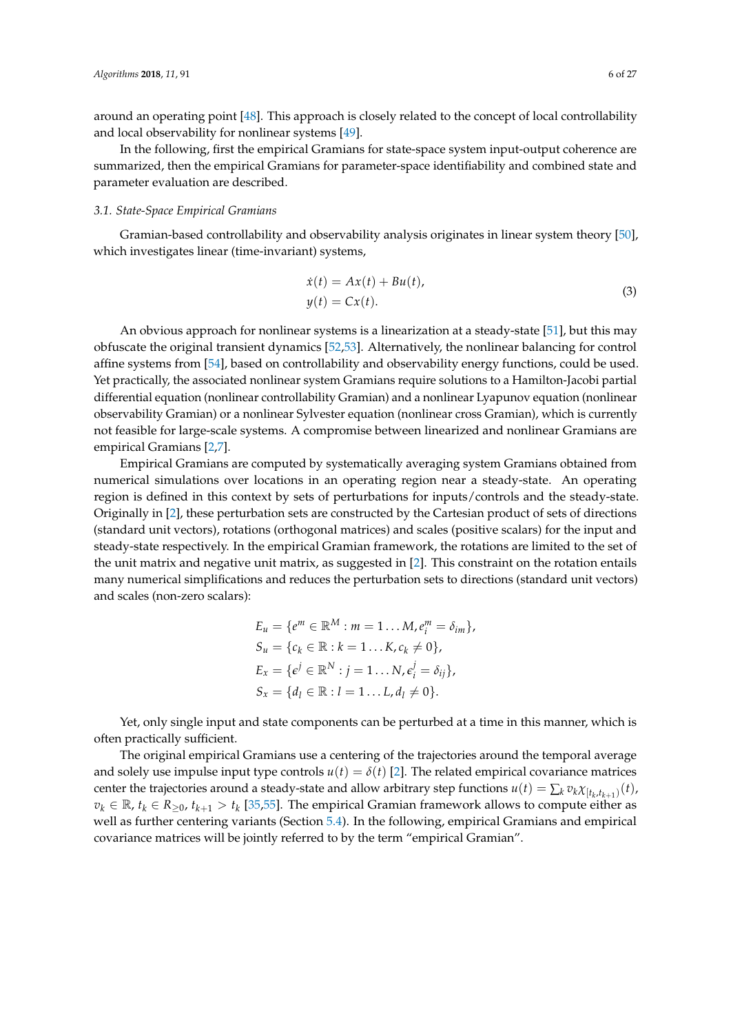around an operating point [48]. This approach is closely related to the concept of local controllability and local observability for nonlinear systems [49].

In the following, first the empirical Gramians for state-space system input-output coherence are summarized, then the empirical Gramians for parameter-space identifiability and combined state and parameter evaluation are described.

### 3.1. State-Space Empirical Gramians

Gramian-based controllability and observability analysis originates in linear system theory [50], which investigates linear (time-invariant) systems,

$$
\begin{aligned}
\dot{x}(t) &= Ax(t) + Bu(t), \\
y(t) &= Cx(t).
\end{aligned} \tag{3}
$$

An obvious approach for nonlinear systems is a linearization at a steady-state [51], but this may obfuscate the original transient dynamics [52,53]. Alternatively, the nonlinear balancing for control affine systems from [54], based on controllability and observability energy functions, could be used. Yet practically, the associated nonlinear system Gramians require solutions to a Hamilton-Jacobi partial differential equation (nonlinear controllability Gramian) and a nonlinear Lyapunov equation (nonlinear observability Gramian) or a nonlinear Sylvester equation (nonlinear cross Gramian), which is currently not feasible for large-scale systems. A compromise between linearized and nonlinear Gramians are empirical Gramians [2,7].

Empirical Gramians are computed by systematically averaging system Gramians obtained from numerical simulations over locations in an operating region near a steady-state. An operating region is defined in this context by sets of perturbations for inputs/controls and the steady-state. Originally in [2], these perturbation sets are constructed by the Cartesian product of sets of directions (standard unit vectors), rotations (orthogonal matrices) and scales (positive scalars) for the input and steady-state respectively. In the empirical Gramian framework, the rotations are limited to the set of the unit matrix and negative unit matrix, as suggested in [2]. This constraint on the rotation entails many numerical simplifications and reduces the perturbation sets to directions (standard unit vectors) and scales (non-zero scalars):

$$
\begin{aligned}
E_u &= \{e^m \in \mathbb{R}^M : m = 1 \dots M, e_i^m = \delta_{im}\}, \\
S_u &= \{c_k \in \mathbb{R} : k = 1 \dots K, c_k \neq 0\}, \\
E_x &= \{\epsilon^j \in \mathbb{R}^N : j = 1 \dots N, \epsilon_i^j = \delta_{ij}\}, \\
S_x &= \{d_l \in \mathbb{R} : l = 1 \dots L, d_l \neq 0\}.
\end{aligned}
$$

Yet, only single input and state components can be perturbed at a time in this manner, which is often practically sufficient.

The original empirical Gramians use a centering of the trajectories around the temporal average and solely use impulse input type controls $u(t) = \delta(t)$ [2]. The related empirical covariance matrices center the trajectories around a steady-state and allow arbitrary step functions $u(t) = \sum_k v_k \chi_{[t_k, t_{k+1})}(t)$, $v_k \in \mathbb{R}$, $t_k \in R_{\geq 0}$, $t_{k+1} > t_k$ [35,55]. The empirical Gramian framework allows to compute either as well as further centering variants (Section 5.4). In the following, empirical Gramians and empirical covariance matrices will be jointly referred to by the term "empirical Gramian".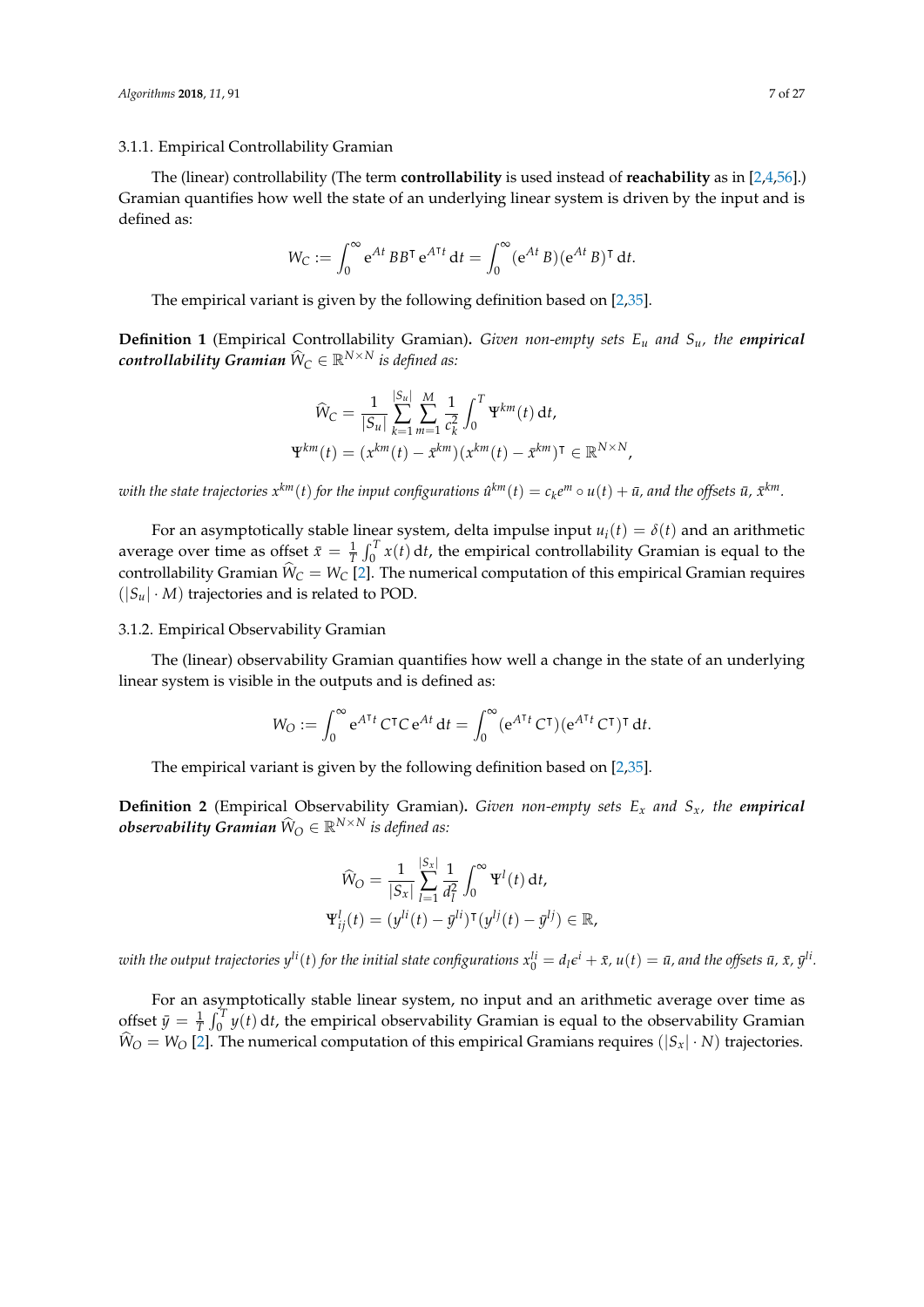#### 3.1.1. Empirical Controllability Gramian

The (linear) controllability (The term **controllability** is used instead of **reachability** as in [2,4,56].) Gramian quantifies how well the state of an underlying linear system is driven by the input and is defined as:

$$W_C := \int_0^\infty \mathrm{e}^{At} BB^\intercal \mathrm{e}^{A^\intercal t} \,\mathrm{d}t = \int_0^\infty (\mathrm{e}^{At} B)(\mathrm{e}^{At} B)^\intercal \,\mathrm{d}t.$$

The empirical variant is given by the following definition based on [2,35].

**Definition 1** (Empirical Controllability Gramian)**.** *Given non-empty sets $E_u$ and $S_u$, the* ***empirical controllability Gramian*** *$\widehat{W}_C \in \mathbb{R}^{N \times N}$ is defined as:*

$$\widehat{W}_C = \frac{1}{|S_u|} \sum_{k=1}^{|S_u|} \sum_{m=1}^{M} \frac{1}{c_k^2} \int_0^T \Psi^{km}(t) \,\mathrm{d}t,$$
$$\Psi^{km}(t) = (x^{km}(t) - \bar{x}^{km})(x^{km}(t) - \bar{x}^{km})^\intercal \in \mathbb{R}^{N \times N},$$

*with the state trajectories $x^{km}(t)$ for the input configurations $\hat{u}^{km}(t) = c_k e^m \circ u(t) + \bar{u}$, and the offsets $\bar{u}$, $\bar{x}^{km}$.*

For an asymptotically stable linear system, delta impulse input $u_i(t) = \delta(t)$ and an arithmetic average over time as offset $\bar{x} = \frac{1}{T}\int_0^T x(t)\,\mathrm{d}t$, the empirical controllability Gramian is equal to the controllability Gramian $\widehat{W}_C = W_C$ [2]. The numerical computation of this empirical Gramian requires $(|S_u| \cdot M)$ trajectories and is related to POD.

#### 3.1.2. Empirical Observability Gramian

The (linear) observability Gramian quantifies how well a change in the state of an underlying linear system is visible in the outputs and is defined as:

$$W_O := \int_0^\infty \mathrm{e}^{A^\intercal t} C^\intercal C \mathrm{e}^{At} \,\mathrm{d}t = \int_0^\infty (\mathrm{e}^{A^\intercal t} C^\intercal)(\mathrm{e}^{A^\intercal t} C^\intercal)^\intercal \,\mathrm{d}t.$$

The empirical variant is given by the following definition based on [2,35].

**Definition 2** (Empirical Observability Gramian)**.** *Given non-empty sets $E_x$ and $S_x$, the* ***empirical observability Gramian*** *$\widehat{W}_O \in \mathbb{R}^{N \times N}$ is defined as:*

$$\widehat{W}_O = \frac{1}{|S_x|} \sum_{l=1}^{|S_x|} \frac{1}{d_l^2} \int_0^\infty \Psi^l(t) \,\mathrm{d}t,$$
$$\Psi^l_{ij}(t) = (y^{li}(t) - \bar{y}^{li})^\intercal (y^{lj}(t) - \bar{y}^{lj}) \in \mathbb{R},$$

*with the output trajectories $y^{li}(t)$ for the initial state configurations $x_0^{li} = d_l \epsilon^i + \bar{x}$, $u(t) = \bar{u}$, and the offsets $\bar{u}$, $\bar{x}$, $\bar{y}^{li}$.*

For an asymptotically stable linear system, no input and an arithmetic average over time as offset $\bar{y} = \frac{1}{T}\int_0^T y(t)\,\mathrm{d}t$, the empirical observability Gramian is equal to the observability Gramian $\widehat{W}_O = W_O$ [2]. The numerical computation of this empirical Gramians requires $(|S_x| \cdot N)$ trajectories.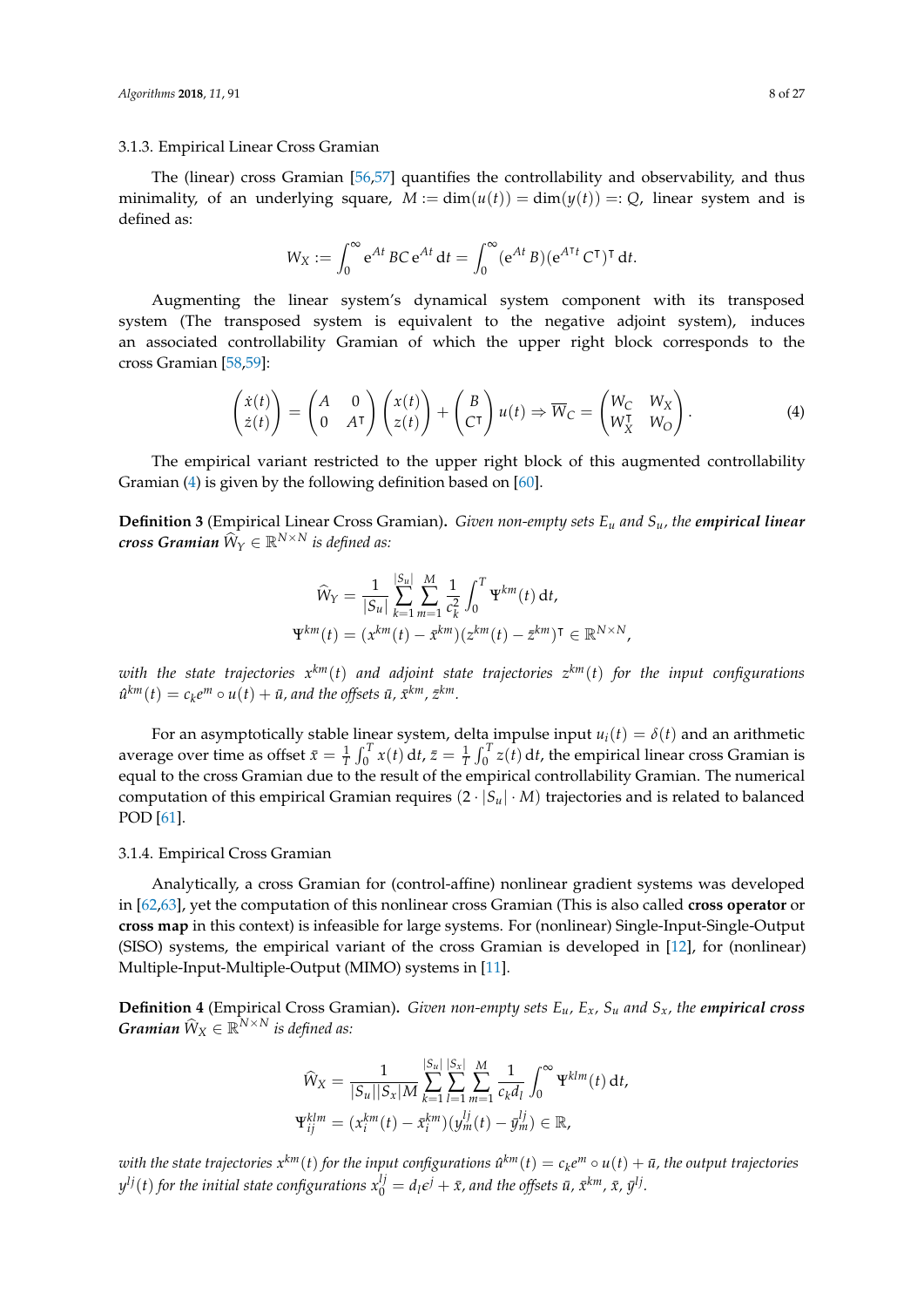### 3.1.3. Empirical Linear Cross Gramian

The (linear) cross Gramian [56,57] quantifies the controllability and observability, and thus minimality, of an underlying square, $M := \dim(u(t)) = \dim(y(t)) =: Q$, linear system and is defined as:

$$W_X := \int_0^\infty \mathrm{e}^{At} BC \, \mathrm{e}^{At} \, \mathrm{d}t = \int_0^\infty (\mathrm{e}^{At} B)(\mathrm{e}^{A^\intercal t} C^\intercal)^\intercal \, \mathrm{d}t.$$

Augmenting the linear system's dynamical system component with its transposed system (The transposed system is equivalent to the negative adjoint system), induces an associated controllability Gramian of which the upper right block corresponds to the cross Gramian [58,59]:

$$\begin{pmatrix} \dot{x}(t) \\ \dot{z}(t) \end{pmatrix} = \begin{pmatrix} A & 0 \\ 0 & A^\intercal \end{pmatrix} \begin{pmatrix} x(t) \\ z(t) \end{pmatrix} + \begin{pmatrix} B \\ C^\intercal \end{pmatrix} u(t) \Rightarrow \overline{W}_C = \begin{pmatrix} W_C & W_X \\ W_X^\intercal & W_O \end{pmatrix}. \tag{4}$$

The empirical variant restricted to the upper right block of this augmented controllability Gramian (4) is given by the following definition based on [60].

**Definition 3** (Empirical Linear Cross Gramian)**.** *Given non-empty sets $E_u$ and $S_u$, the* ***empirical linear cross Gramian*** *$\widehat{W}_Y \in \mathbb{R}^{N \times N}$ is defined as:*

$$\widehat{W}_Y = \frac{1}{|S_u|} \sum_{k=1}^{|S_u|} \sum_{m=1}^{M} \frac{1}{c_k^2} \int_0^T \Psi^{km}(t) \, \mathrm{d}t,$$
$$\Psi^{km}(t) = (x^{km}(t) - \bar{x}^{km})(z^{km}(t) - \bar{z}^{km})^\intercal \in \mathbb{R}^{N \times N},$$

*with the state trajectories $x^{km}(t)$ and adjoint state trajectories $z^{km}(t)$ for the input configurations $\hat{u}^{km}(t) = c_k e^m \circ u(t) + \bar{u}$, and the offsets $\bar{u}$, $\bar{x}^{km}$, $\bar{z}^{km}$.*

For an asymptotically stable linear system, delta impulse input $u_i(t) = \delta(t)$ and an arithmetic average over time as offset $\bar{x} = \frac{1}{T} \int_0^T x(t) \, \mathrm{d}t$, $\bar{z} = \frac{1}{T} \int_0^T z(t) \, \mathrm{d}t$, the empirical linear cross Gramian is equal to the cross Gramian due to the result of the empirical controllability Gramian. The numerical computation of this empirical Gramian requires $(2 \cdot |S_u| \cdot M)$ trajectories and is related to balanced POD [61].

### 3.1.4. Empirical Cross Gramian

Analytically, a cross Gramian for (control-affine) nonlinear gradient systems was developed in [62,63], yet the computation of this nonlinear cross Gramian (This is also called **cross operator** or **cross map** in this context) is infeasible for large systems. For (nonlinear) Single-Input-Single-Output (SISO) systems, the empirical variant of the cross Gramian is developed in [12], for (nonlinear) Multiple-Input-Multiple-Output (MIMO) systems in [11].

**Definition 4** (Empirical Cross Gramian)**.** *Given non-empty sets $E_u$, $E_x$, $S_u$ and $S_x$, the* ***empirical cross Gramian*** *$\widehat{W}_X \in \mathbb{R}^{N \times N}$ is defined as:*

$$\widehat{W}_X = \frac{1}{|S_u||S_x|M} \sum_{k=1}^{|S_u|} \sum_{l=1}^{|S_x|} \sum_{m=1}^{M} \frac{1}{c_k d_l} \int_0^\infty \Psi^{klm}(t) \, \mathrm{d}t,$$
$$\Psi_{ij}^{klm} = (x_i^{km}(t) - \bar{x}_i^{km})(y_m^{lj}(t) - \bar{y}_m^{lj}) \in \mathbb{R},$$

*with the state trajectories $x^{km}(t)$ for the input configurations $\hat{u}^{km}(t) = c_k e^m \circ u(t) + \bar{u}$, the output trajectories $y^{lj}(t)$ for the initial state configurations $x_0^{lj} = d_l \varepsilon^j + \bar{x}$, and the offsets $\bar{u}$, $\bar{x}^{km}$, $\bar{x}$, $\bar{y}^{lj}$.*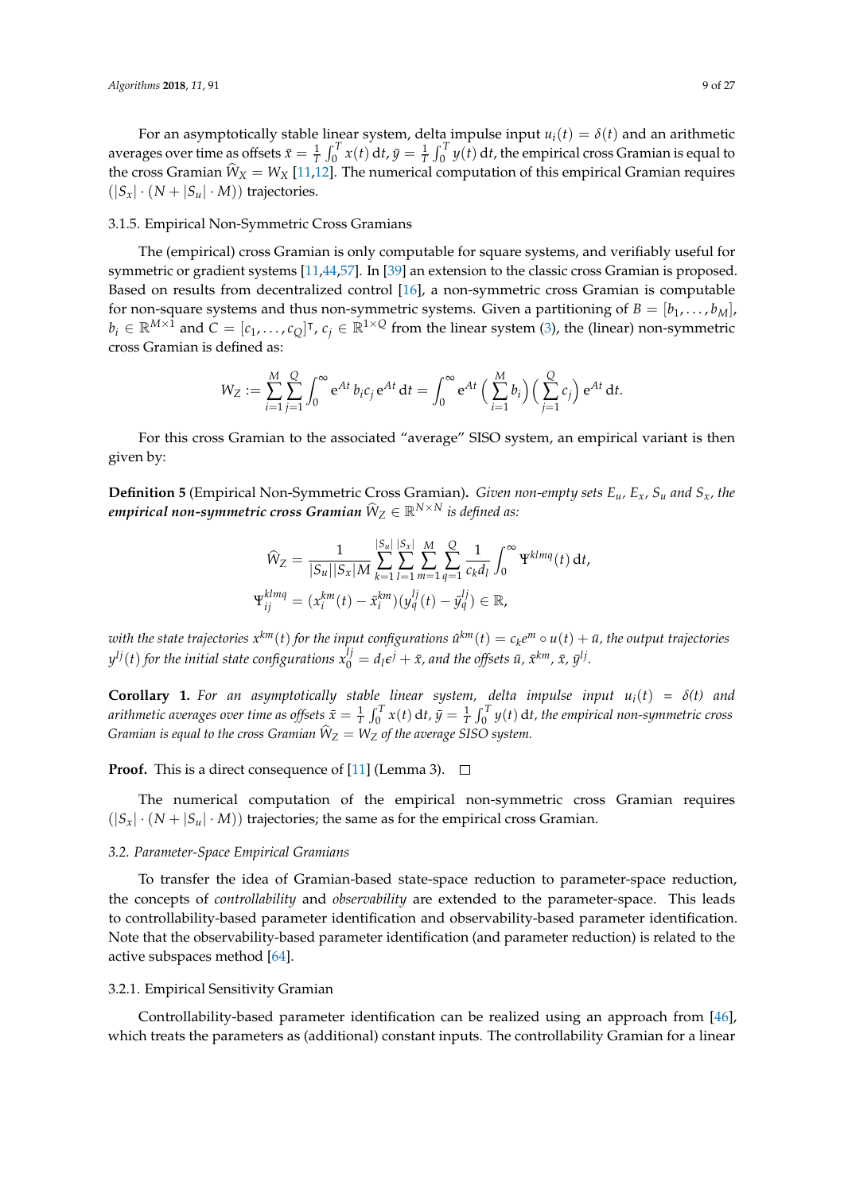For an asymptotically stable linear system, delta impulse input $u_i(t) = \delta(t)$ and an arithmetic averages over time as offsets $\bar{x} = \frac{1}{T}\int_0^T x(t)\,\mathrm{d}t$, $\bar{y} = \frac{1}{T}\int_0^T y(t)\,\mathrm{d}t$, the empirical cross Gramian is equal to the cross Gramian $\widehat{W}_X = W_X$ [11,12]. The numerical computation of this empirical Gramian requires $(|S_x| \cdot (N + |S_u| \cdot M))$ trajectories.

#### 3.1.5. Empirical Non-Symmetric Cross Gramians

The (empirical) cross Gramian is only computable for square systems, and verifiably useful for symmetric or gradient systems [11,44,57]. In [39] an extension to the classic cross Gramian is proposed. Based on results from decentralized control [16], a non-symmetric cross Gramian is computable for non-square systems and thus non-symmetric systems. Given a partitioning of $B = [b_1, \dots, b_M]$, $b_i \in \mathbb{R}^{M \times 1}$ and $C = [c_1, \dots, c_Q]^\intercal$, $c_j \in \mathbb{R}^{1 \times Q}$ from the linear system (3), the (linear) non-symmetric cross Gramian is defined as:

$$W_Z := \sum_{i=1}^{M} \sum_{j=1}^{Q} \int_0^\infty \mathrm{e}^{At}\, b_i c_j\, \mathrm{e}^{At}\,\mathrm{d}t = \int_0^\infty \mathrm{e}^{At} \Big( \sum_{i=1}^{M} b_i \Big) \Big( \sum_{j=1}^{Q} c_j \Big)\, \mathrm{e}^{At}\,\mathrm{d}t.$$

For this cross Gramian to the associated "average" SISO system, an empirical variant is then given by:

**Definition 5** (Empirical Non-Symmetric Cross Gramian)**.** *Given non-empty sets $E_u$, $E_x$, $S_u$ and $S_x$, the **empirical non-symmetric cross Gramian** $\widehat{W}_Z \in \mathbb{R}^{N \times N}$ is defined as:*

$$\widehat{W}_Z = \frac{1}{|S_u||S_x|M} \sum_{k=1}^{|S_u|} \sum_{l=1}^{|S_x|} \sum_{m=1}^{M} \sum_{q=1}^{Q} \frac{1}{c_k d_l} \int_0^\infty \Psi^{klmq}(t)\,\mathrm{d}t,$$

$$\Psi^{klmq}_{ij} = (x_i^{km}(t) - \bar{x}_i^{km})(y_q^{lj}(t) - \bar{y}_q^{lj}) \in \mathbb{R},$$

*with the state trajectories $x^{km}(t)$ for the input configurations $\hat{u}^{km}(t) = c_k e^m \circ u(t) + \bar{u}$, the output trajectories $y^{lj}(t)$ for the initial state configurations $x_0^{lj} = d_l e^j + \bar{x}$, and the offsets $\bar{u}$, $\bar{x}^{km}$, $\bar{x}$, $\bar{y}^{lj}$.*

**Corollary 1.** *For an asymptotically stable linear system, delta impulse input $u_i(t) = \delta(t)$ and arithmetic averages over time as offsets $\bar{x} = \frac{1}{T}\int_0^T x(t)\,\mathrm{d}t$, $\bar{y} = \frac{1}{T}\int_0^T y(t)\,\mathrm{d}t$, the empirical non-symmetric cross Gramian is equal to the cross Gramian $\widehat{W}_Z = W_Z$ of the average SISO system.*

**Proof.** This is a direct consequence of [11] (Lemma 3). □

The numerical computation of the empirical non-symmetric cross Gramian requires $(|S_x| \cdot (N + |S_u| \cdot M))$ trajectories; the same as for the empirical cross Gramian.

### 3.2. Parameter-Space Empirical Gramians

To transfer the idea of Gramian-based state-space reduction to parameter-space reduction, the concepts of *controllability* and *observability* are extended to the parameter-space. This leads to controllability-based parameter identification and observability-based parameter identification. Note that the observability-based parameter identification (and parameter reduction) is related to the active subspaces method [64].

#### 3.2.1. Empirical Sensitivity Gramian

Controllability-based parameter identification can be realized using an approach from [46], which treats the parameters as (additional) constant inputs. The controllability Gramian for a linear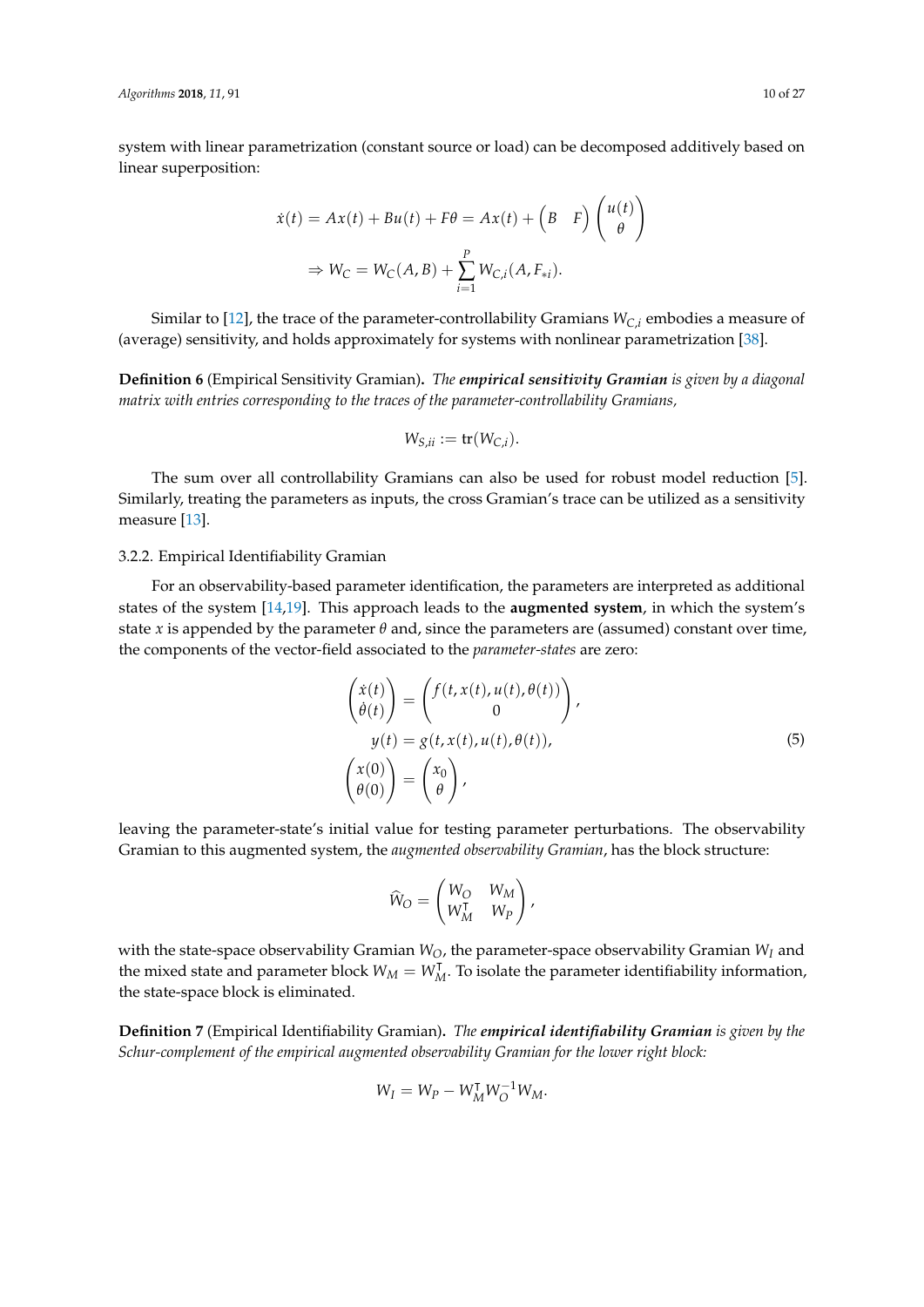system with linear parametrization (constant source or load) can be decomposed additively based on linear superposition:

$$\dot{x}(t) = Ax(t) + Bu(t) + F\theta = Ax(t) + \begin{pmatrix} B & F \end{pmatrix} \begin{pmatrix} u(t) \\ \theta \end{pmatrix}$$

$$\Rightarrow W_C = W_C(A, B) + \sum_{i=1}^{P} W_{C,i}(A, F_{*i}).$$

Similar to [12], the trace of the parameter-controllability Gramians $W_{C,i}$ embodies a measure of (average) sensitivity, and holds approximately for systems with nonlinear parametrization [38].

**Definition 6** (Empirical Sensitivity Gramian)**.** *The **empirical sensitivity Gramian** is given by a diagonal matrix with entries corresponding to the traces of the parameter-controllability Gramians,*

$$W_{S,ii} := \text{tr}(W_{C,i}).$$

The sum over all controllability Gramians can also be used for robust model reduction [5]. Similarly, treating the parameters as inputs, the cross Gramian's trace can be utilized as a sensitivity measure [13].

### 3.2.2. Empirical Identifiability Gramian

For an observability-based parameter identification, the parameters are interpreted as additional states of the system [14,19]. This approach leads to the **augmented system**, in which the system's state $x$ is appended by the parameter $\theta$ and, since the parameters are (assumed) constant over time, the components of the vector-field associated to the *parameter-states* are zero:

$$\begin{aligned} \begin{pmatrix} \dot{x}(t) \\ \dot{\theta}(t) \end{pmatrix} &= \begin{pmatrix} f(t, x(t), u(t), \theta(t)) \\ 0 \end{pmatrix}, \\ y(t) &= g(t, x(t), u(t), \theta(t)), \\ \begin{pmatrix} x(0) \\ \theta(0) \end{pmatrix} &= \begin{pmatrix} x_0 \\ \theta \end{pmatrix}, \end{aligned} \tag{5}$$

leaving the parameter-state's initial value for testing parameter perturbations. The observability Gramian to this augmented system, the *augmented observability Gramian*, has the block structure:

$$\widehat{W}_O = \begin{pmatrix} W_O & W_M \\ W_M^\intercal & W_P \end{pmatrix},$$

with the state-space observability Gramian $W_O$, the parameter-space observability Gramian $W_I$ and the mixed state and parameter block $W_M = W_M^\intercal$. To isolate the parameter identifiability information, the state-space block is eliminated.

**Definition 7** (Empirical Identifiability Gramian)**.** *The **empirical identifiability Gramian** is given by the Schur-complement of the empirical augmented observability Gramian for the lower right block:*

$$W_I = W_P - W_M^\intercal W_O^{-1} W_M.$$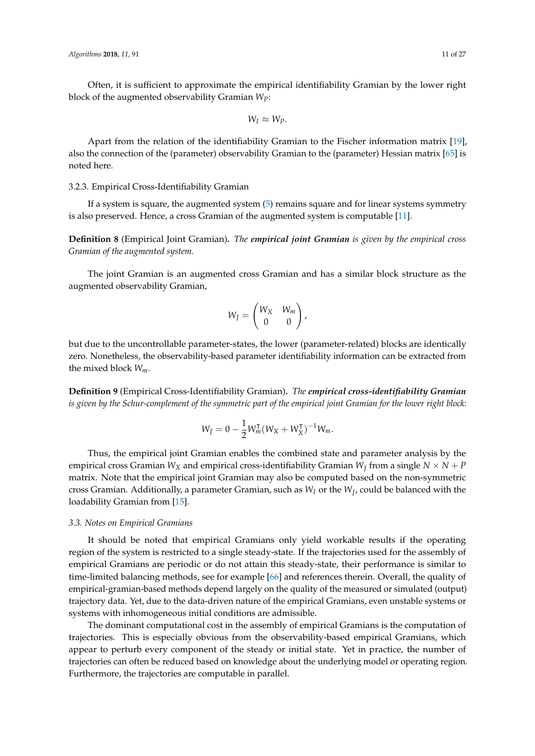Often, it is sufficient to approximate the empirical identifiability Gramian by the lower right block of the augmented observability Gramian $W_P$:

$$W_I \approx W_P.$$

Apart from the relation of the identifiability Gramian to the Fischer information matrix [19], also the connection of the (parameter) observability Gramian to the (parameter) Hessian matrix [65] is noted here.

#### 3.2.3. Empirical Cross-Identifiability Gramian

If a system is square, the augmented system (5) remains square and for linear systems symmetry is also preserved. Hence, a cross Gramian of the augmented system is computable [11].

**Definition 8** (Empirical Joint Gramian)**.** *The* ***empirical joint Gramian*** *is given by the empirical cross Gramian of the augmented system.*

The joint Gramian is an augmented cross Gramian and has a similar block structure as the augmented observability Gramian,

$$W_J = \begin{pmatrix} W_X & W_m \\ 0 & 0 \end{pmatrix},$$

but due to the uncontrollable parameter-states, the lower (parameter-related) blocks are identically zero. Nonetheless, the observability-based parameter identifiability information can be extracted from the mixed block $W_m$.

**Definition 9** (Empirical Cross-Identifiability Gramian)**.** *The* ***empirical cross-identifiability Gramian*** *is given by the Schur-complement of the symmetric part of the empirical joint Gramian for the lower right block:*

$$W_{\bar{I}} = 0 - \frac{1}{2} W_m^{\intercal} (W_X + W_X^{\intercal})^{-1} W_m.$$

Thus, the empirical joint Gramian enables the combined state and parameter analysis by the empirical cross Gramian $W_X$ and empirical cross-identifiability Gramian $W_{\bar{I}}$ from a single $N \times N + P$ matrix. Note that the empirical joint Gramian may also be computed based on the non-symmetric cross Gramian. Additionally, a parameter Gramian, such as $W_I$ or the $W_{\bar{I}}$, could be balanced with the loadability Gramian from [15].

### 3.3. Notes on Empirical Gramians

It should be noted that empirical Gramians only yield workable results if the operating region of the system is restricted to a single steady-state. If the trajectories used for the assembly of empirical Gramians are periodic or do not attain this steady-state, their performance is similar to time-limited balancing methods, see for example [66] and references therein. Overall, the quality of empirical-gramian-based methods depend largely on the quality of the measured or simulated (output) trajectory data. Yet, due to the data-driven nature of the empirical Gramians, even unstable systems or systems with inhomogeneous initial conditions are admissible.

The dominant computational cost in the assembly of empirical Gramians is the computation of trajectories. This is especially obvious from the observability-based empirical Gramians, which appear to perturb every component of the steady or initial state. Yet in practice, the number of trajectories can often be reduced based on knowledge about the underlying model or operating region. Furthermore, the trajectories are computable in parallel.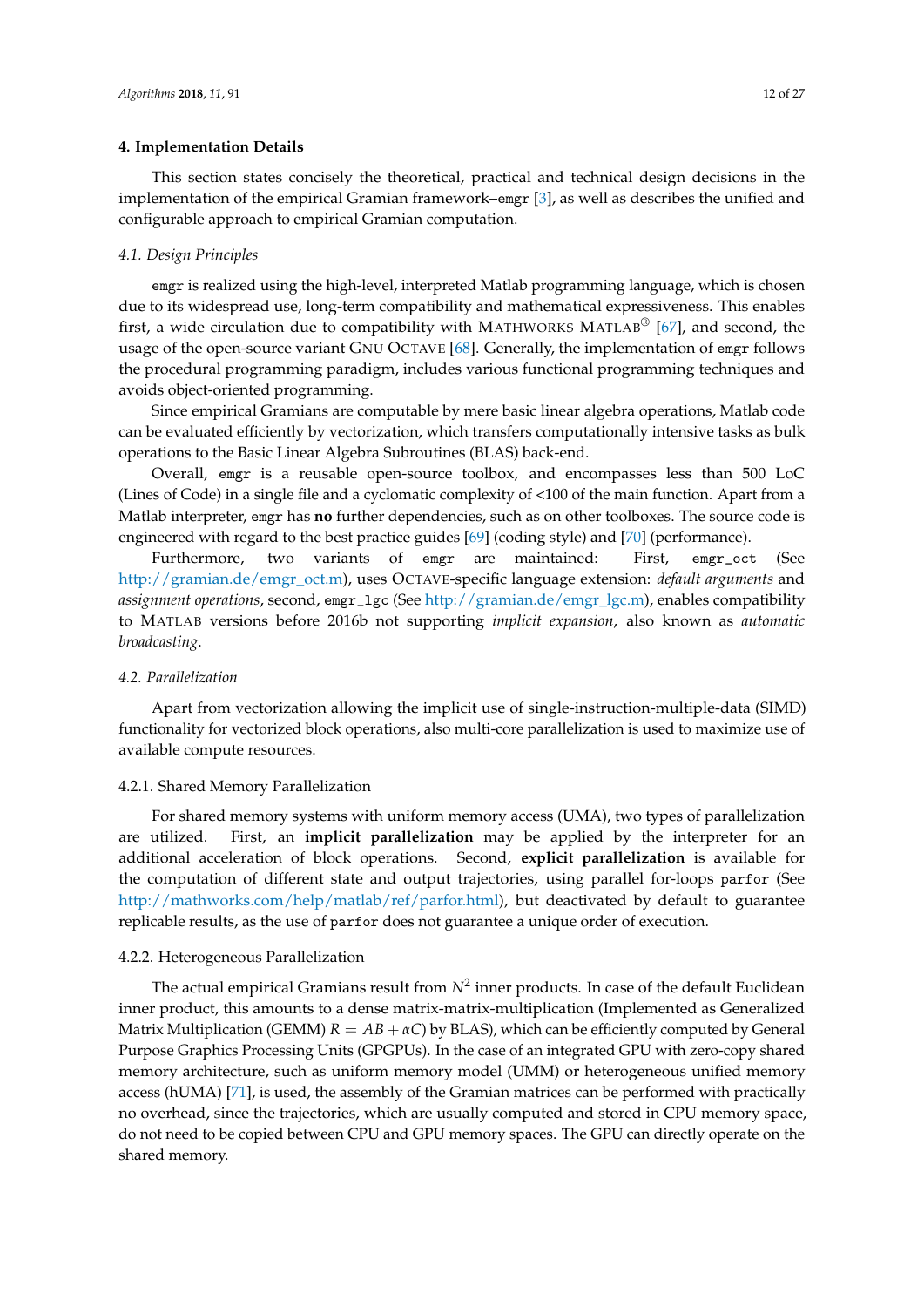## 4. Implementation Details

This section states concisely the theoretical, practical and technical design decisions in the implementation of the empirical Gramian framework–`emgr` [3], as well as describes the unified and configurable approach to empirical Gramian computation.

### 4.1. Design Principles

`emgr` is realized using the high-level, interpreted Matlab programming language, which is chosen due to its widespread use, long-term compatibility and mathematical expressiveness. This enables first, a wide circulation due to compatibility with MATHWORKS MATLAB® [67], and second, the usage of the open-source variant GNU OCTAVE [68]. Generally, the implementation of `emgr` follows the procedural programming paradigm, includes various functional programming techniques and avoids object-oriented programming.

Since empirical Gramians are computable by mere basic linear algebra operations, Matlab code can be evaluated efficiently by vectorization, which transfers computationally intensive tasks as bulk operations to the Basic Linear Algebra Subroutines (BLAS) back-end.

Overall, `emgr` is a reusable open-source toolbox, and encompasses less than 500 LoC (Lines of Code) in a single file and a cyclomatic complexity of <100 of the main function. Apart from a Matlab interpreter, `emgr` has **no** further dependencies, such as on other toolboxes. The source code is engineered with regard to the best practice guides [69] (coding style) and [70] (performance).

Furthermore, two variants of `emgr` are maintained: First, `emgr_oct` (See http://gramian.de/emgr_oct.m), uses OCTAVE-specific language extension: *default arguments* and *assignment operations*, second, `emgr_lgc` (See http://gramian.de/emgr_lgc.m), enables compatibility to MATLAB versions before 2016b not supporting *implicit expansion*, also known as *automatic broadcasting*.

### 4.2. Parallelization

Apart from vectorization allowing the implicit use of single-instruction-multiple-data (SIMD) functionality for vectorized block operations, also multi-core parallelization is used to maximize use of available compute resources.

#### 4.2.1. Shared Memory Parallelization

For shared memory systems with uniform memory access (UMA), two types of parallelization are utilized. First, an **implicit parallelization** may be applied by the interpreter for an additional acceleration of block operations. Second, **explicit parallelization** is available for the computation of different state and output trajectories, using parallel for-loops `parfor` (See http://mathworks.com/help/matlab/ref/parfor.html), but deactivated by default to guarantee replicable results, as the use of `parfor` does not guarantee a unique order of execution.

#### 4.2.2. Heterogeneous Parallelization

The actual empirical Gramians result from $N^2$ inner products. In case of the default Euclidean inner product, this amounts to a dense matrix-matrix-multiplication (Implemented as Generalized Matrix Multiplication (GEMM) $R = AB + \alpha C$) by BLAS), which can be efficiently computed by General Purpose Graphics Processing Units (GPGPUs). In the case of an integrated GPU with zero-copy shared memory architecture, such as uniform memory model (UMM) or heterogeneous unified memory access (hUMA) [71], is used, the assembly of the Gramian matrices can be performed with practically no overhead, since the trajectories, which are usually computed and stored in CPU memory space, do not need to be copied between CPU and GPU memory spaces. The GPU can directly operate on the shared memory.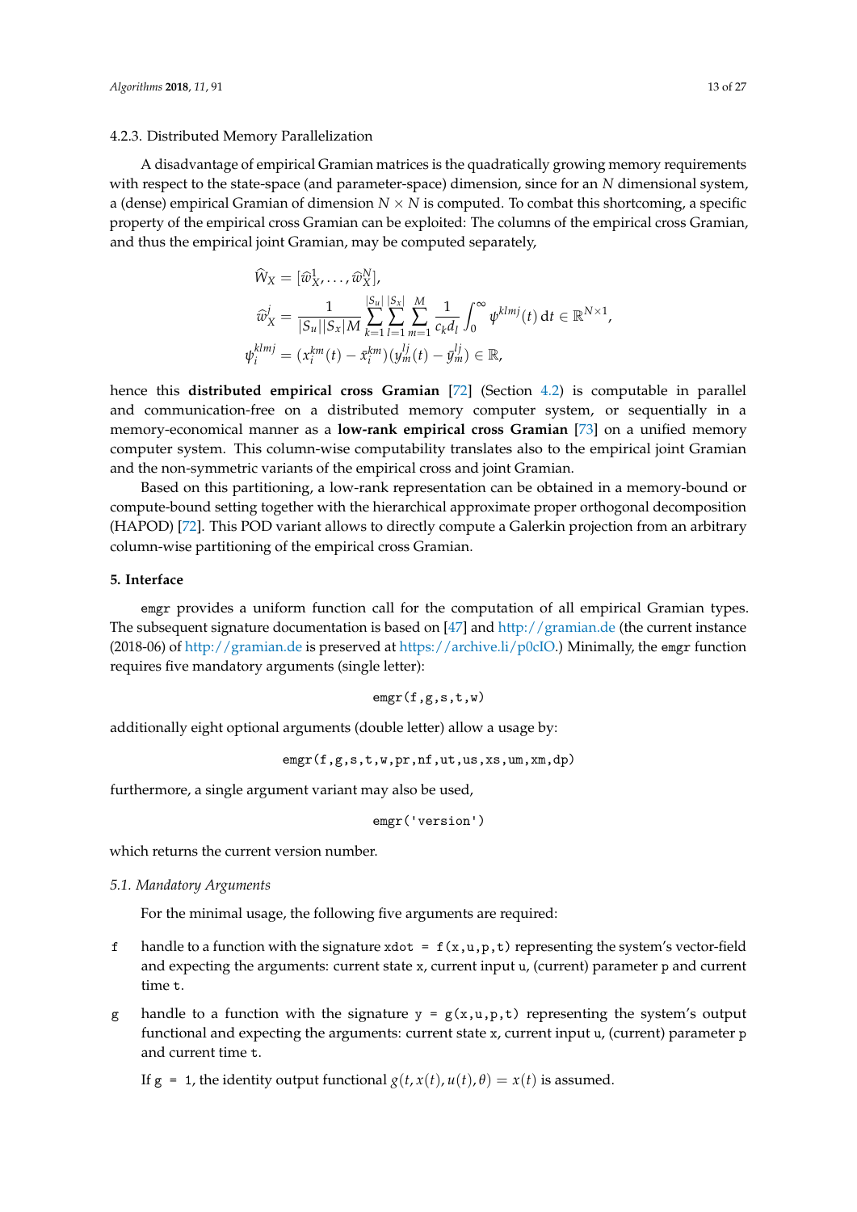#### 4.2.3. Distributed Memory Parallelization

A disadvantage of empirical Gramian matrices is the quadratically growing memory requirements with respect to the state-space (and parameter-space) dimension, since for an $N$ dimensional system, a (dense) empirical Gramian of dimension $N \times N$ is computed. To combat this shortcoming, a specific property of the empirical cross Gramian can be exploited: The columns of the empirical cross Gramian, and thus the empirical joint Gramian, may be computed separately,

$$
\begin{aligned}
\widehat{W}_X &= [\widehat{w}_X^1, \dots, \widehat{w}_X^N], \\
\widehat{w}_X^j &= \frac{1}{|S_u||S_x|M} \sum_{k=1}^{|S_u|} \sum_{l=1}^{|S_x|} \sum_{m=1}^{M} \frac{1}{c_k d_l} \int_0^\infty \psi^{klmj}(t)\,\mathrm{d}t \in \mathbb{R}^{N \times 1}, \\
\psi_i^{klmj} &= (x_i^{km}(t) - \bar{x}_i^{km})(y_m^{lj}(t) - \bar{y}_m^{lj}) \in \mathbb{R},
\end{aligned}
$$

hence this **distributed empirical cross Gramian** [72] (Section 4.2) is computable in parallel and communication-free on a distributed memory computer system, or sequentially in a memory-economical manner as a **low-rank empirical cross Gramian** [73] on a unified memory computer system. This column-wise computability translates also to the empirical joint Gramian and the non-symmetric variants of the empirical cross and joint Gramian.

Based on this partitioning, a low-rank representation can be obtained in a memory-bound or compute-bound setting together with the hierarchical approximate proper orthogonal decomposition (HAPOD) [72]. This POD variant allows to directly compute a Galerkin projection from an arbitrary column-wise partitioning of the empirical cross Gramian.

## 5. Interface

`emgr` provides a uniform function call for the computation of all empirical Gramian types. The subsequent signature documentation is based on [47] and http://gramian.de (the current instance (2018-06) of http://gramian.de is preserved at https://archive.li/p0cIO.) Minimally, the `emgr` function requires five mandatory arguments (single letter):

```
emgr(f,g,s,t,w)
```

additionally eight optional arguments (double letter) allow a usage by:

```
emgr(f,g,s,t,w,pr,nf,ut,us,xs,um,xm,dp)
```

furthermore, a single argument variant may also be used,

```
emgr('version')
```

which returns the current version number.

### *5.1. Mandatory Arguments*

For the minimal usage, the following five arguments are required:

- `f` handle to a function with the signature `xdot = f(x,u,p,t)` representing the system's vector-field and expecting the arguments: current state `x`, current input `u`, (current) parameter `p` and current time `t`.
- `g` handle to a function with the signature `y = g(x,u,p,t)` representing the system's output functional and expecting the arguments: current state `x`, current input `u`, (current) parameter `p` and current time `t`.

  If `g = 1`, the identity output functional $g(t, x(t), u(t), \theta) = x(t)$ is assumed.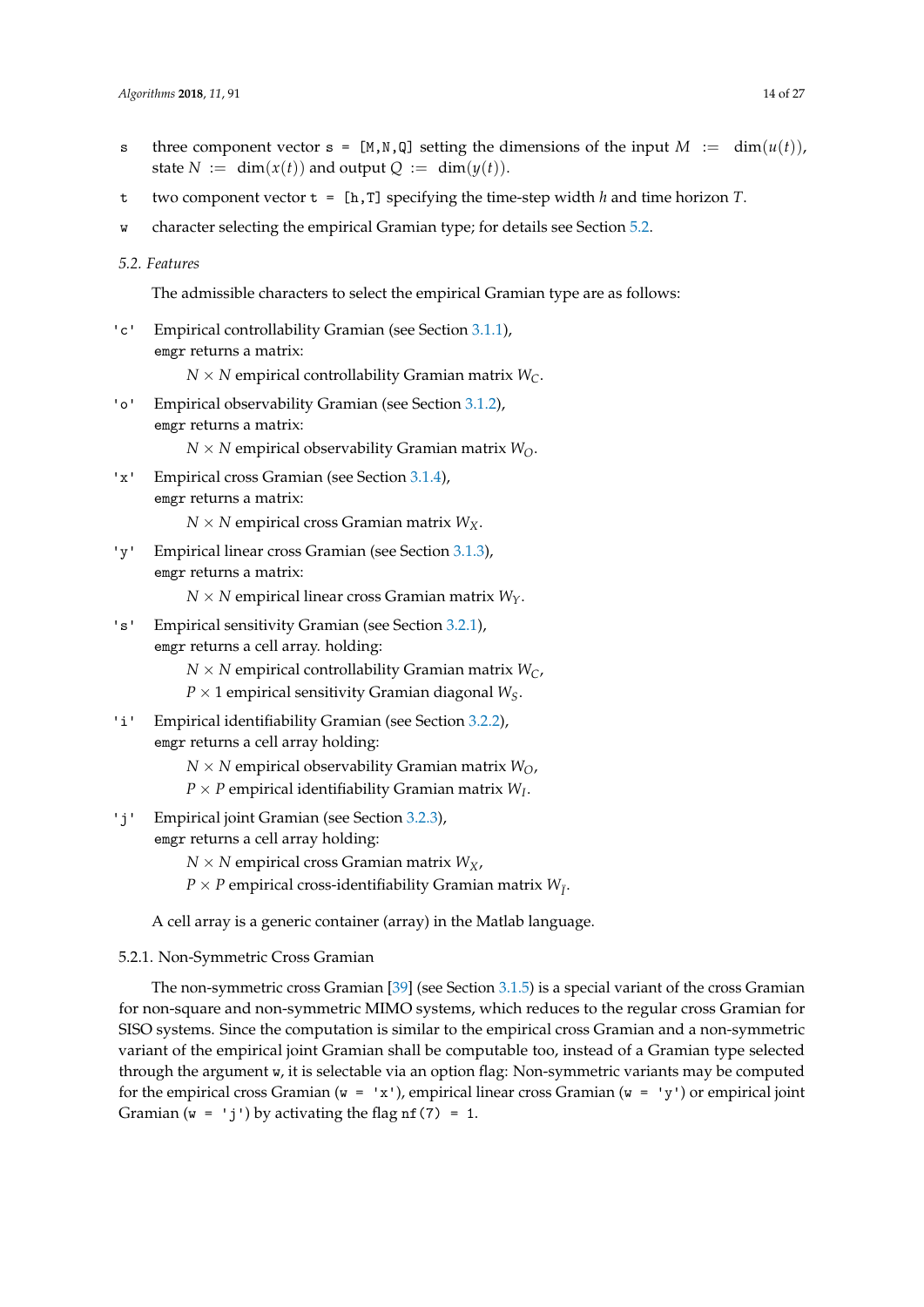- `s` three component vector `s = [M,N,Q]` setting the dimensions of the input $M := \dim(u(t))$, state $N := \dim(x(t))$ and output $Q := \dim(y(t))$.
- `t` two component vector `t = [h,T]` specifying the time-step width $h$ and time horizon $T$.
- `w` character selecting the empirical Gramian type; for details see Section 5.2.

### 5.2. Features

The admissible characters to select the empirical Gramian type are as follows:

- `'c'` Empirical controllability Gramian (see Section 3.1.1),
  `emgr` returns a matrix:
  - $N \times N$ empirical controllability Gramian matrix $W_C$.
- `'o'` Empirical observability Gramian (see Section 3.1.2),
  `emgr` returns a matrix:
  - $N \times N$ empirical observability Gramian matrix $W_O$.
- `'x'` Empirical cross Gramian (see Section 3.1.4),
  `emgr` returns a matrix:
  - $N \times N$ empirical cross Gramian matrix $W_X$.
- `'y'` Empirical linear cross Gramian (see Section 3.1.3),
  `emgr` returns a matrix:
  - $N \times N$ empirical linear cross Gramian matrix $W_Y$.
- `'s'` Empirical sensitivity Gramian (see Section 3.2.1),
  `emgr` returns a cell array. holding:
  - $N \times N$ empirical controllability Gramian matrix $W_C$,
  - $P \times 1$ empirical sensitivity Gramian diagonal $W_S$.
- `'i'` Empirical identifiability Gramian (see Section 3.2.2),
  `emgr` returns a cell array holding:
  - $N \times N$ empirical observability Gramian matrix $W_O$,
  - $P \times P$ empirical identifiability Gramian matrix $W_I$.
- `'j'` Empirical joint Gramian (see Section 3.2.3),
  `emgr` returns a cell array holding:
  - $N \times N$ empirical cross Gramian matrix $W_X$,
  - $P \times P$ empirical cross-identifiability Gramian matrix $W_{\bar{I}}$.

A cell array is a generic container (array) in the Matlab language.

#### 5.2.1. Non-Symmetric Cross Gramian

The non-symmetric cross Gramian [39] (see Section 3.1.5) is a special variant of the cross Gramian for non-square and non-symmetric MIMO systems, which reduces to the regular cross Gramian for SISO systems. Since the computation is similar to the empirical cross Gramian and a non-symmetric variant of the empirical joint Gramian shall be computable too, instead of a Gramian type selected through the argument `w`, it is selectable via an option flag: Non-symmetric variants may be computed for the empirical cross Gramian (`w = 'x'`), empirical linear cross Gramian (`w = 'y'`) or empirical joint Gramian (`w = 'j'`) by activating the flag `nf(7) = 1`.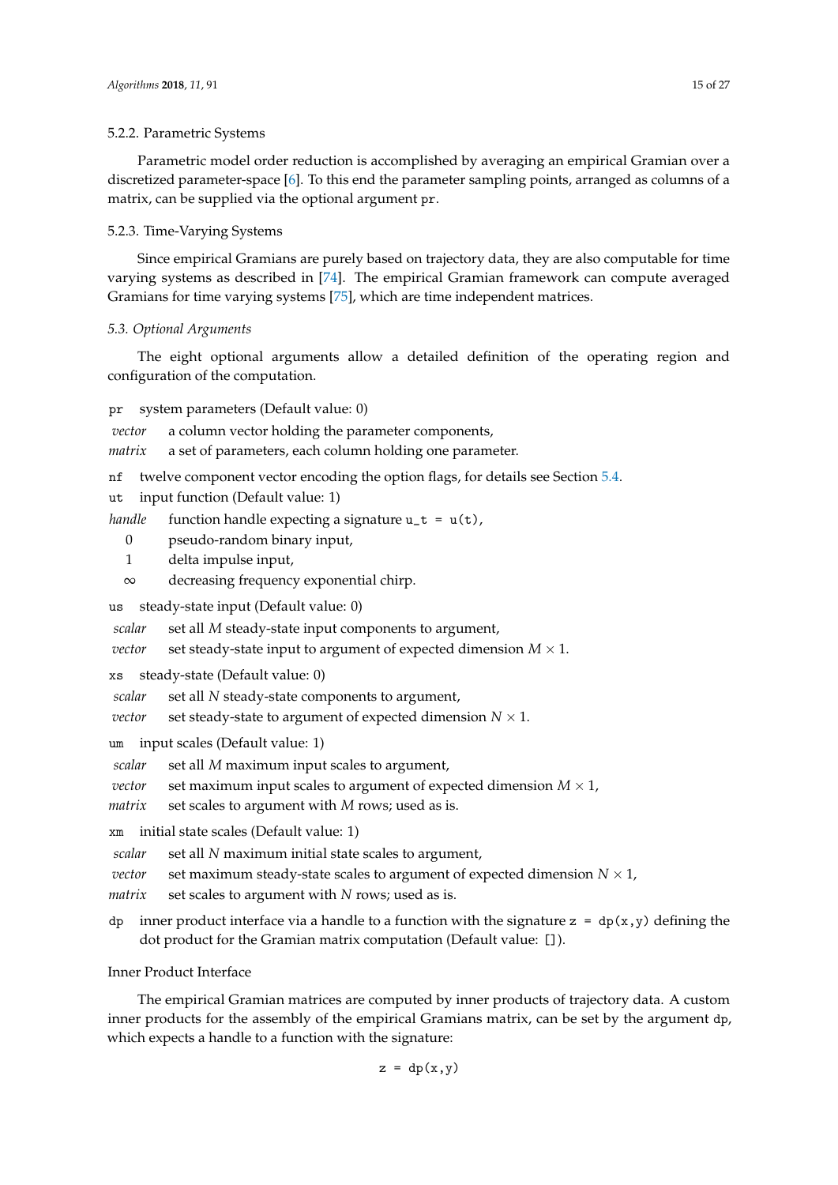#### 5.2.2. Parametric Systems

Parametric model order reduction is accomplished by averaging an empirical Gramian over a discretized parameter-space [6]. To this end the parameter sampling points, arranged as columns of a matrix, can be supplied via the optional argument `pr`.

#### 5.2.3. Time-Varying Systems

Since empirical Gramians are purely based on trajectory data, they are also computable for time varying systems as described in [74]. The empirical Gramian framework can compute averaged Gramians for time varying systems [75], which are time independent matrices.

### 5.3. Optional Arguments

The eight optional arguments allow a detailed definition of the operating region and configuration of the computation.

`pr` system parameters (Default value: 0)

- *vector* a column vector holding the parameter components,
- *matrix* a set of parameters, each column holding one parameter.

`nf` twelve component vector encoding the option flags, for details see Section 5.4.

`ut` input function (Default value: 1)

- *handle* function handle expecting a signature `u_t = u(t)`,
- 0 pseudo-random binary input,
- 1 delta impulse input,
- $\infty$ decreasing frequency exponential chirp.

`us` steady-state input (Default value: 0)

- *scalar* set all $M$ steady-state input components to argument,
- *vector* set steady-state input to argument of expected dimension $M \times 1$.

`xs` steady-state (Default value: 0)

- *scalar* set all $N$ steady-state components to argument,
- *vector* set steady-state to argument of expected dimension $N \times 1$.

`um` input scales (Default value: 1)

- *scalar* set all $M$ maximum input scales to argument,
- *vector* set maximum input scales to argument of expected dimension $M \times 1$,
- *matrix* set scales to argument with $M$ rows; used as is.

`xm` initial state scales (Default value: 1)

- *scalar* set all $N$ maximum initial state scales to argument,
- *vector* set maximum steady-state scales to argument of expected dimension $N \times 1$,
- *matrix* set scales to argument with $N$ rows; used as is.

`dp` inner product interface via a handle to a function with the signature `z = dp(x,y)` defining the dot product for the Gramian matrix computation (Default value: `[]`).

Inner Product Interface

The empirical Gramian matrices are computed by inner products of trajectory data. A custom inner products for the assembly of the empirical Gramians matrix, can be set by the argument `dp`, which expects a handle to a function with the signature:

```
z = dp(x,y)
```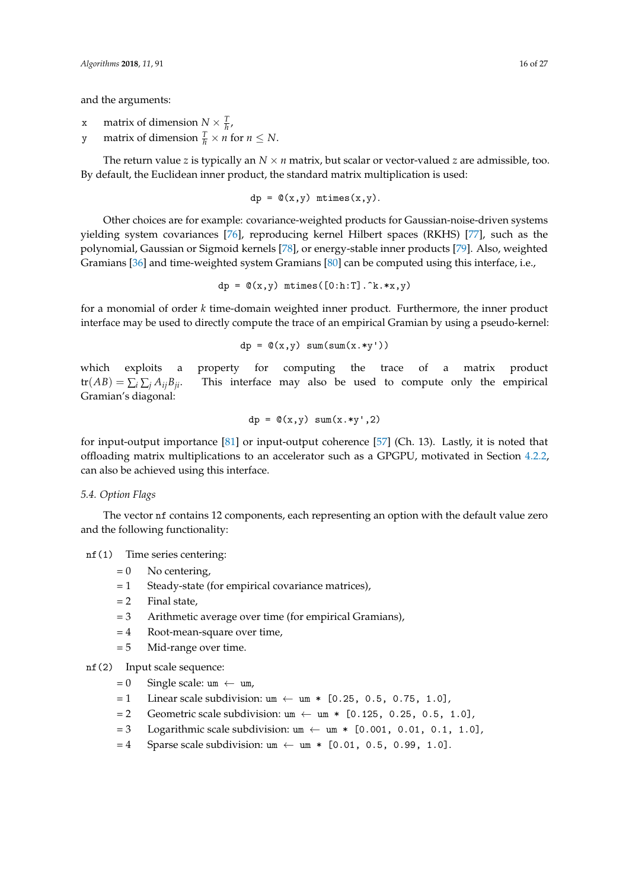and the arguments:

x matrix of dimension $N \times \frac{T}{h}$,
y matrix of dimension $\frac{T}{h} \times n$ for $n \leq N$.

The return value $z$ is typically an $N \times n$ matrix, but scalar or vector-valued $z$ are admissible, too. By default, the Euclidean inner product, the standard matrix multiplication is used:

```
dp = @(x,y) mtimes(x,y).
```

Other choices are for example: covariance-weighted products for Gaussian-noise-driven systems yielding system covariances [76], reproducing kernel Hilbert spaces (RKHS) [77], such as the polynomial, Gaussian or Sigmoid kernels [78], or energy-stable inner products [79]. Also, weighted Gramians [36] and time-weighted system Gramians [80] can be computed using this interface, i.e.,

```
dp = @(x,y) mtimes([0:h:T].^k.*x,y)
```

for a monomial of order $k$ time-domain weighted inner product. Furthermore, the inner product interface may be used to directly compute the trace of an empirical Gramian by using a pseudo-kernel:

```
dp = @(x,y) sum(sum(x.*y'))
```

which exploits a property for computing the trace of a matrix product $\text{tr}(AB) = \sum_i \sum_j A_{ij} B_{ji}$. This interface may also be used to compute only the empirical Gramian's diagonal:

```
dp = @(x,y) sum(x.*y',2)
```

for input-output importance [81] or input-output coherence [57] (Ch. 13). Lastly, it is noted that offloading matrix multiplications to an accelerator such as a GPGPU, motivated in Section 4.2.2, can also be achieved using this interface.

### 5.4. Option Flags

The vector `nf` contains 12 components, each representing an option with the default value zero and the following functionality:

`nf(1)` Time series centering:
- = 0 No centering,
- = 1 Steady-state (for empirical covariance matrices),
- = 2 Final state,
- = 3 Arithmetic average over time (for empirical Gramians),
- = 4 Root-mean-square over time,
- = 5 Mid-range over time.

`nf(2)` Input scale sequence:
- = 0 Single scale: `um` ← `um`,
- = 1 Linear scale subdivision: `um` ← `um * [0.25, 0.5, 0.75, 1.0]`,
- = 2 Geometric scale subdivision: `um` ← `um * [0.125, 0.25, 0.5, 1.0]`,
- = 3 Logarithmic scale subdivision: `um` ← `um * [0.001, 0.01, 0.1, 1.0]`,
- = 4 Sparse scale subdivision: `um` ← `um * [0.01, 0.5, 0.99, 1.0]`.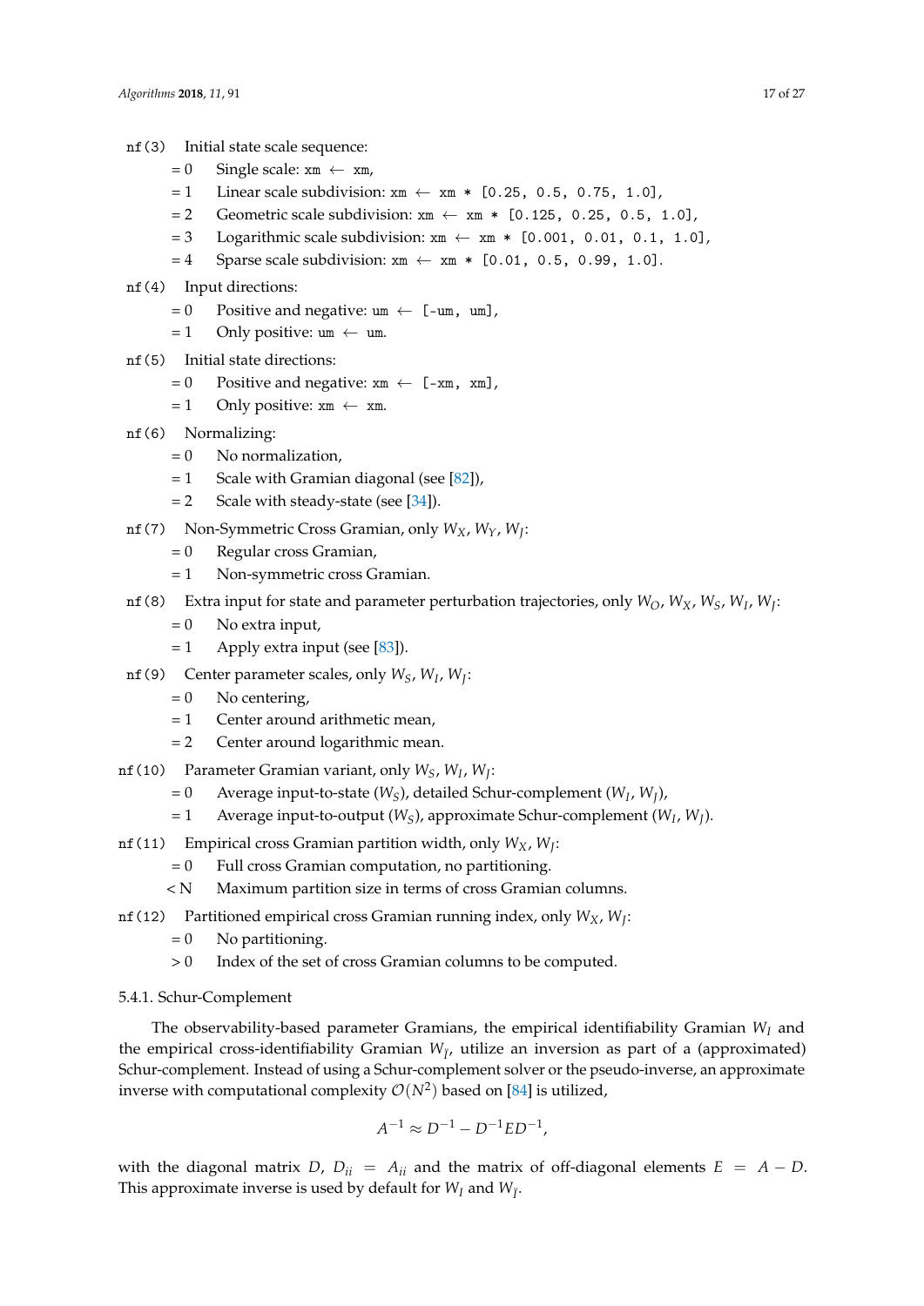`nf(3)` Initial state scale sequence:

- = 0 Single scale: `xm` ← `xm`,
- = 1 Linear scale subdivision: `xm` ← `xm * [0.25, 0.5, 0.75, 1.0]`,
- = 2 Geometric scale subdivision: `xm` ← `xm * [0.125, 0.25, 0.5, 1.0]`,
- = 3 Logarithmic scale subdivision: `xm` ← `xm * [0.001, 0.01, 0.1, 1.0]`,
- = 4 Sparse scale subdivision: `xm` ← `xm * [0.01, 0.5, 0.99, 1.0]`.

`nf(4)` Input directions:

- = 0 Positive and negative: `um` ← `[-um, um]`,
- = 1 Only positive: `um` ← `um`.

`nf(5)` Initial state directions:

- = 0 Positive and negative: `xm` ← `[-xm, xm]`,
- = 1 Only positive: `xm` ← `xm`.

`nf(6)` Normalizing:

- = 0 No normalization,
- = 1 Scale with Gramian diagonal (see [82]),
- = 2 Scale with steady-state (see [34]).

`nf(7)` Non-Symmetric Cross Gramian, only $W_X$, $W_Y$, $W_J$:

- = 0 Regular cross Gramian,
- = 1 Non-symmetric cross Gramian.

`nf(8)` Extra input for state and parameter perturbation trajectories, only $W_O$, $W_X$, $W_S$, $W_I$, $W_J$:

- = 0 No extra input,
- = 1 Apply extra input (see [83]).

`nf(9)` Center parameter scales, only $W_S$, $W_I$, $W_J$:

- = 0 No centering,
- = 1 Center around arithmetic mean,
- = 2 Center around logarithmic mean.

`nf(10)` Parameter Gramian variant, only $W_S$, $W_I$, $W_J$:

- = 0 Average input-to-state ($W_S$), detailed Schur-complement ($W_I$, $W_J$),
- = 1 Average input-to-output ($W_S$), approximate Schur-complement ($W_I$, $W_J$).

`nf(11)` Empirical cross Gramian partition width, only $W_X$, $W_J$:

- = 0 Full cross Gramian computation, no partitioning.
- < N Maximum partition size in terms of cross Gramian columns.

`nf(12)` Partitioned empirical cross Gramian running index, only $W_X$, $W_J$:

- = 0 No partitioning.
- > 0 Index of the set of cross Gramian columns to be computed.

#### 5.4.1. Schur-Complement

The observability-based parameter Gramians, the empirical identifiability Gramian $W_I$ and the empirical cross-identifiability Gramian $W_{\tilde{I}}$, utilize an inversion as part of a (approximated) Schur-complement. Instead of using a Schur-complement solver or the pseudo-inverse, an approximate inverse with computational complexity $\mathcal{O}(N^2)$ based on [84] is utilized,

$$A^{-1} \approx D^{-1} - D^{-1}ED^{-1},$$

with the diagonal matrix $D$, $D_{ii} = A_{ii}$ and the matrix of off-diagonal elements $E = A - D$. This approximate inverse is used by default for $W_I$ and $W_{\tilde{I}}$.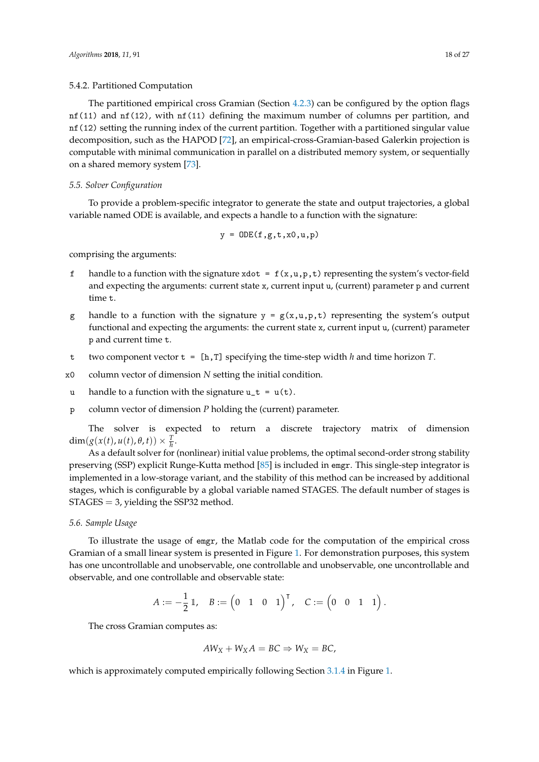#### 5.4.2. Partitioned Computation

The partitioned empirical cross Gramian (Section 4.2.3) can be configured by the option flags `nf(11)` and `nf(12)`, with `nf(11)` defining the maximum number of columns per partition, and `nf(12)` setting the running index of the current partition. Together with a partitioned singular value decomposition, such as the HAPOD [72], an empirical-cross-Gramian-based Galerkin projection is computable with minimal communication in parallel on a distributed memory system, or sequentially on a shared memory system [73].

### *5.5. Solver Configuration*

To provide a problem-specific integrator to generate the state and output trajectories, a global variable named ODE is available, and expects a handle to a function with the signature:

```
y = ODE(f,g,t,x0,u,p)
```

comprising the arguments:

- `f` handle to a function with the signature `xdot = f(x,u,p,t)` representing the system's vector-field and expecting the arguments: current state `x`, current input `u`, (current) parameter `p` and current time `t`.
- `g` handle to a function with the signature `y = g(x,u,p,t)` representing the system's output functional and expecting the arguments: the current state `x`, current input `u`, (current) parameter `p` and current time `t`.
- `t` two component vector `t = [h,T]` specifying the time-step width $h$ and time horizon $T$.
- `x0` column vector of dimension $N$ setting the initial condition.
- `u` handle to a function with the signature `u_t = u(t)`.
- `p` column vector of dimension $P$ holding the (current) parameter.

The solver is expected to return a discrete trajectory matrix of dimension $\dim(g(x(t), u(t), \theta, t)) \times \frac{T}{h}$.

As a default solver for (nonlinear) initial value problems, the optimal second-order strong stability preserving (SSP) explicit Runge-Kutta method [85] is included in `emgr`. This single-step integrator is implemented in a low-storage variant, and the stability of this method can be increased by additional stages, which is configurable by a global variable named STAGES. The default number of stages is STAGES $= 3$, yielding the SSP32 method.

### *5.6. Sample Usage*

To illustrate the usage of `emgr`, the Matlab code for the computation of the empirical cross Gramian of a small linear system is presented in Figure 1. For demonstration purposes, this system has one uncontrollable and unobservable, one controllable and unobservable, one uncontrollable and observable, and one controllable and observable state:

$$A := -\frac{1}{2}\mathbb{1}, \quad B := \begin{pmatrix} 0 & 1 & 0 & 1 \end{pmatrix}^\intercal, \quad C := \begin{pmatrix} 0 & 0 & 1 & 1 \end{pmatrix}.$$

The cross Gramian computes as:

$$AW_X + W_X A = BC \Rightarrow W_X = BC,$$

which is approximately computed empirically following Section 3.1.4 in Figure 1.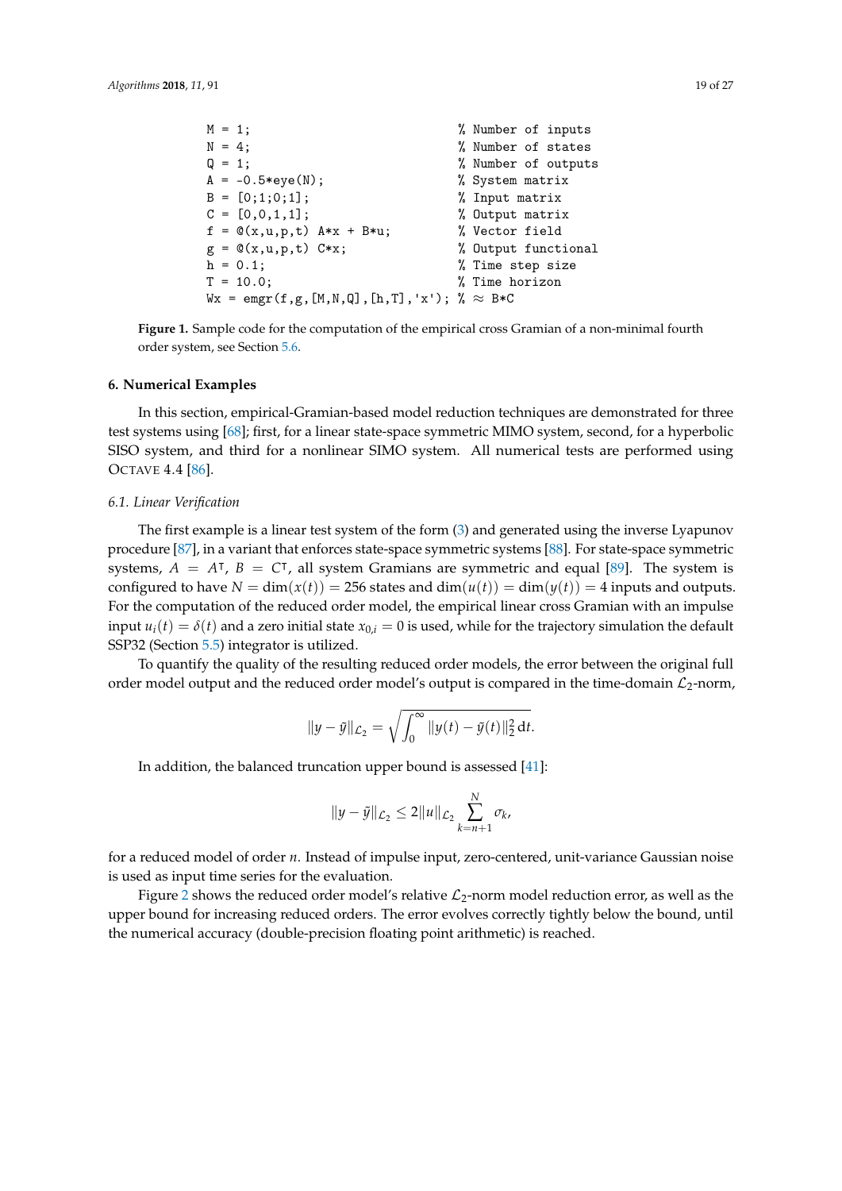```
M = 1;                              % Number of inputs
N = 4;                              % Number of states
Q = 1;                              % Number of outputs
A = -0.5*eye(N);                    % System matrix
B = [0;1;0;1];                      % Input matrix
C = [0,0,1,1];                      % Output matrix
f = @(x,u,p,t) A*x + B*u;          % Vector field
g = @(x,u,p,t) C*x;                 % Output functional
h = 0.1;                            % Time step size
T = 10.0;                           % Time horizon
Wx = emgr(f,g,[M,N,Q],[h,T],'x'); % ≈ B*C
```

**Figure 1.** Sample code for the computation of the empirical cross Gramian of a non-minimal fourth order system, see Section 5.6.

## 6. Numerical Examples

In this section, empirical-Gramian-based model reduction techniques are demonstrated for three test systems using [68]; first, for a linear state-space symmetric MIMO system, second, for a hyperbolic SISO system, and third for a nonlinear SIMO system. All numerical tests are performed using OCTAVE 4.4 [86].

### 6.1. Linear Verification

The first example is a linear test system of the form (3) and generated using the inverse Lyapunov procedure [87], in a variant that enforces state-space symmetric systems [88]. For state-space symmetric systems, $A = A^\intercal$, $B = C^\intercal$, all system Gramians are symmetric and equal [89]. The system is configured to have $N = \dim(x(t)) = 256$ states and $\dim(u(t)) = \dim(y(t)) = 4$ inputs and outputs. For the computation of the reduced order model, the empirical linear cross Gramian with an impulse input $u_i(t) = \delta(t)$ and a zero initial state $x_{0,i} = 0$ is used, while for the trajectory simulation the default SSP32 (Section 5.5) integrator is utilized.

To quantify the quality of the resulting reduced order models, the error between the original full order model output and the reduced order model's output is compared in the time-domain $\mathcal{L}_2$-norm,

$$\|y - \tilde{y}\|_{\mathcal{L}_2} = \sqrt{\int_0^\infty \|y(t) - \tilde{y}(t)\|_2^2 \, \mathrm{d}t}.$$

In addition, the balanced truncation upper bound is assessed [41]:

$$\|y - \tilde{y}\|_{\mathcal{L}_2} \leq 2\|u\|_{\mathcal{L}_2} \sum_{k=n+1}^{N} \sigma_k,$$

for a reduced model of order $n$. Instead of impulse input, zero-centered, unit-variance Gaussian noise is used as input time series for the evaluation.

Figure 2 shows the reduced order model's relative $\mathcal{L}_2$-norm model reduction error, as well as the upper bound for increasing reduced orders. The error evolves correctly tightly below the bound, until the numerical accuracy (double-precision floating point arithmetic) is reached.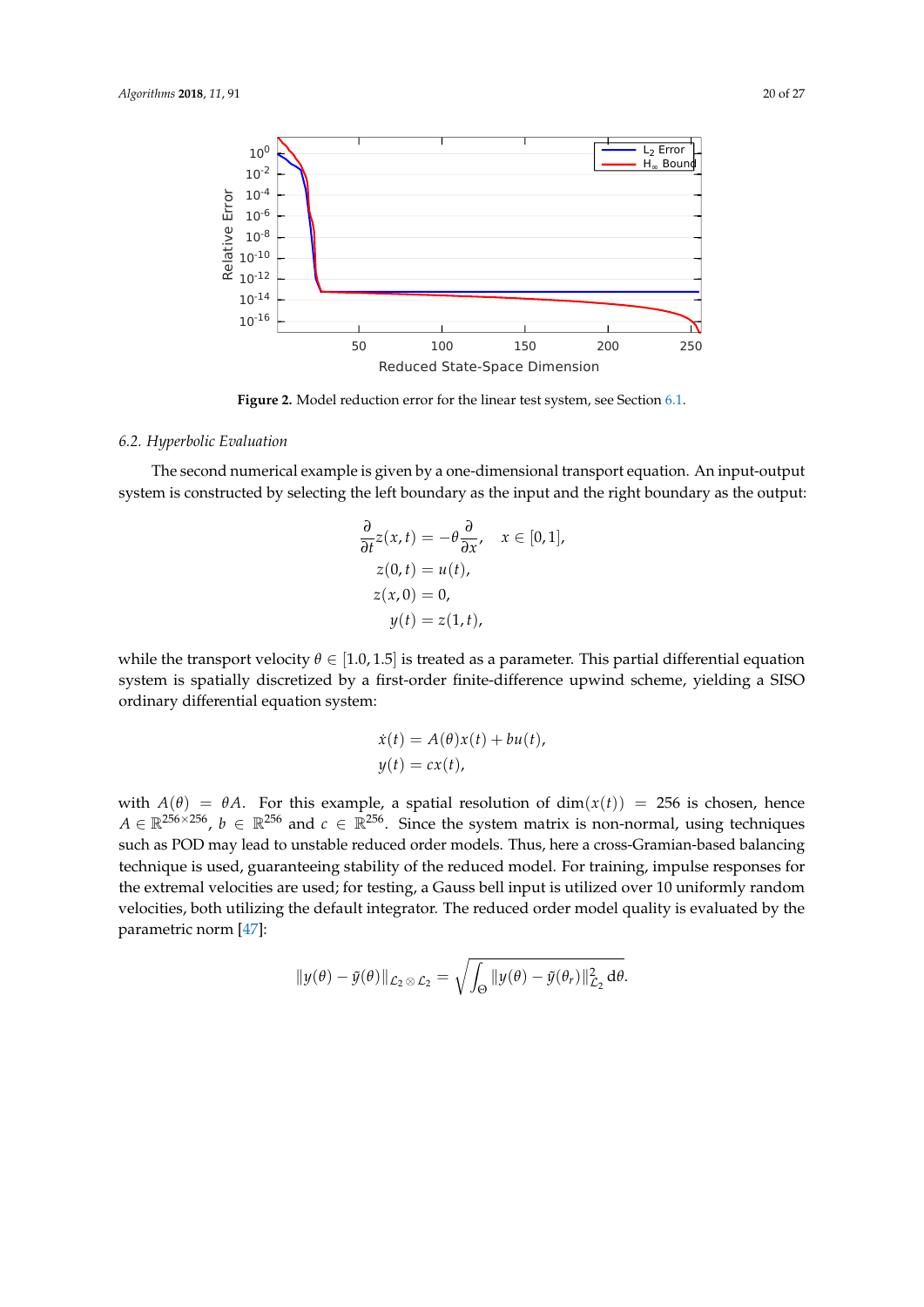Figure 2. Model reduction error for the linear test system, see Section 6.1.

### 6.2. Hyperbolic Evaluation

The second numerical example is given by a one-dimensional transport equation. An input-output system is constructed by selecting the left boundary as the input and the right boundary as the output:

$$
\begin{aligned}
\frac{\partial}{\partial t} z(x,t) &= -\theta \frac{\partial}{\partial x}, \quad x \in [0,1], \\
z(0,t) &= u(t), \\
z(x,0) &= 0, \\
y(t) &= z(1,t),
\end{aligned}
$$

while the transport velocity $\theta \in [1.0, 1.5]$ is treated as a parameter. This partial differential equation system is spatially discretized by a first-order finite-difference upwind scheme, yielding a SISO ordinary differential equation system:

$$
\begin{aligned}
\dot{x}(t) &= A(\theta)x(t) + bu(t), \\
y(t) &= cx(t),
\end{aligned}
$$

with $A(\theta) = \theta A$. For this example, a spatial resolution of $\dim(x(t)) = 256$ is chosen, hence $A \in \mathbb{R}^{256 \times 256}$, $b \in \mathbb{R}^{256}$ and $c \in \mathbb{R}^{256}$. Since the system matrix is non-normal, using techniques such as POD may lead to unstable reduced order models. Thus, here a cross-Gramian-based balancing technique is used, guaranteeing stability of the reduced model. For training, impulse responses for the extremal velocities are used; for testing, a Gauss bell input is utilized over 10 uniformly random velocities, both utilizing the default integrator. The reduced order model quality is evaluated by the parametric norm [47]:

$$
\|y(\theta) - \tilde{y}(\theta)\|_{\mathcal{L}_2 \otimes \mathcal{L}_2} = \sqrt{\int_{\Theta} \|y(\theta) - \tilde{y}(\theta_r)\|_{\mathcal{L}_2}^2 \, \mathrm{d}\theta}.
$$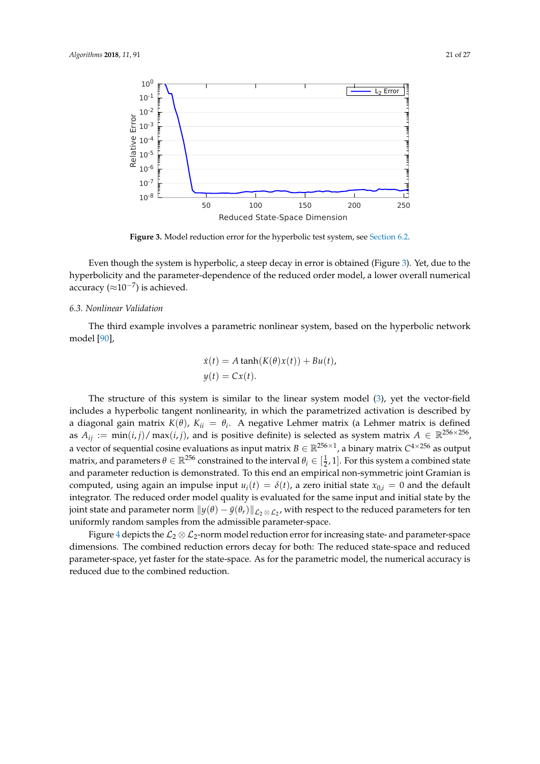**Figure 3.** Model reduction error for the hyperbolic test system, see Section 6.2.

Even though the system is hyperbolic, a steep decay in error is obtained (Figure 3). Yet, due to the hyperbolicity and the parameter-dependence of the reduced order model, a lower overall numerical accuracy ($\approx 10^{-7}$) is achieved.

### 6.3. Nonlinear Validation

The third example involves a parametric nonlinear system, based on the hyperbolic network model [90],

$$\dot{x}(t) = A \tanh(K(\theta)x(t)) + Bu(t),$$
$$y(t) = Cx(t).$$

The structure of this system is similar to the linear system model (3), yet the vector-field includes a hyperbolic tangent nonlinearity, in which the parametrized activation is described by a diagonal gain matrix $K(\theta)$, $K_{ii} = \theta_i$. A negative Lehmer matrix (a Lehmer matrix is defined as $A_{ij} := \min(i,j)/\max(i,j)$, and is positive definite) is selected as system matrix $A \in \mathbb{R}^{256\times 256}$, a vector of sequential cosine evaluations as input matrix $B \in \mathbb{R}^{256\times 1}$, a binary matrix $C^{4\times 256}$ as output matrix, and parameters $\theta \in \mathbb{R}^{256}$ constrained to the interval $\theta_i \in [\frac{1}{2}, 1]$. For this system a combined state and parameter reduction is demonstrated. To this end an empirical non-symmetric joint Gramian is computed, using again an impulse input $u_i(t) = \delta(t)$, a zero initial state $x_{0,i} = 0$ and the default integrator. The reduced order model quality is evaluated for the same input and initial state by the joint state and parameter norm $\|y(\theta) - \tilde{y}(\theta_r)\|_{\mathcal{L}_2 \otimes \mathcal{L}_2}$, with respect to the reduced parameters for ten uniformly random samples from the admissible parameter-space.

Figure 4 depicts the $\mathcal{L}_2 \otimes \mathcal{L}_2$-norm model reduction error for increasing state- and parameter-space dimensions. The combined reduction errors decay for both: The reduced state-space and reduced parameter-space, yet faster for the state-space. As for the parametric model, the numerical accuracy is reduced due to the combined reduction.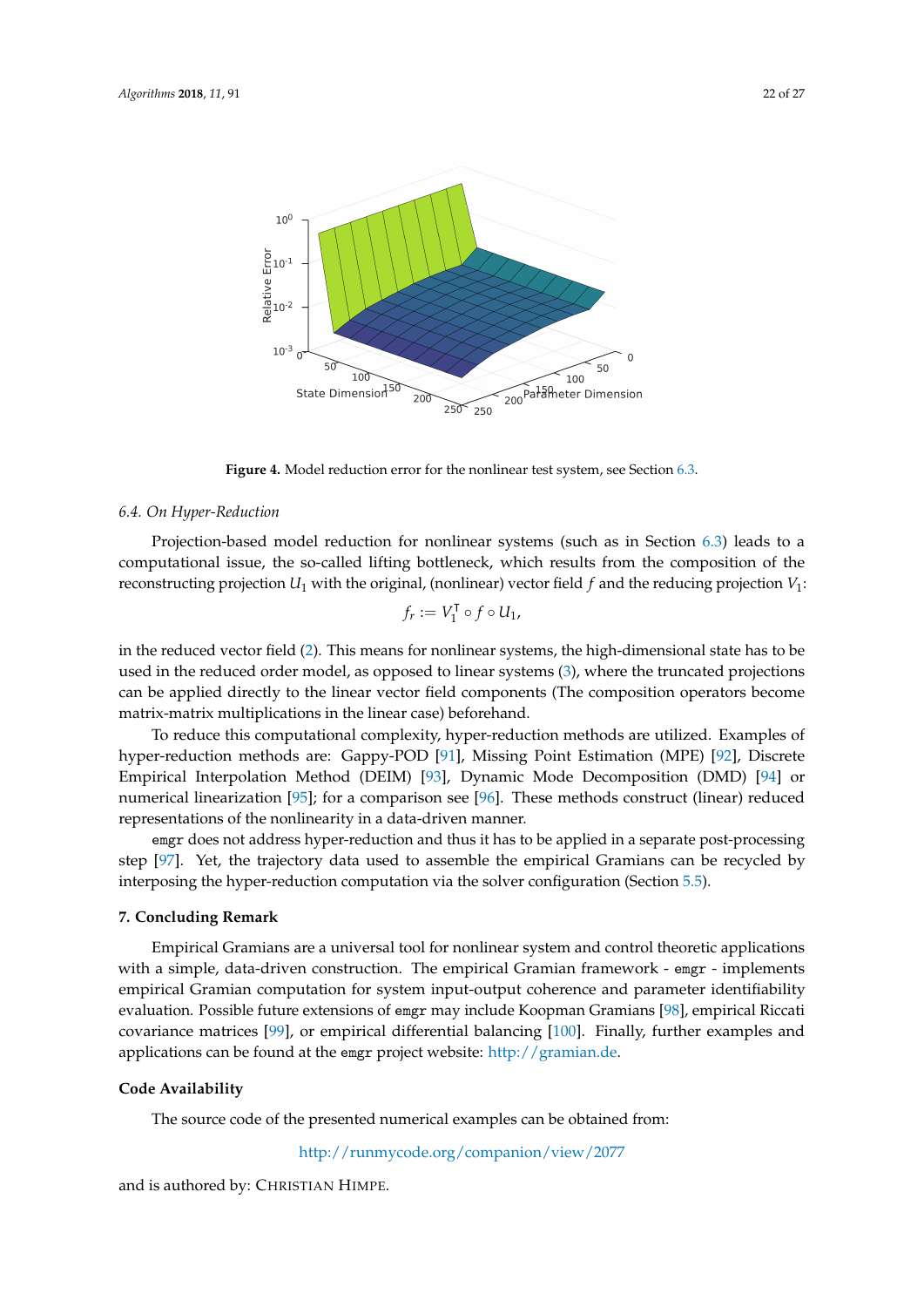**Figure 4.** Model reduction error for the nonlinear test system, see Section 6.3.

### 6.4. On Hyper-Reduction

Projection-based model reduction for nonlinear systems (such as in Section 6.3) leads to a computational issue, the so-called lifting bottleneck, which results from the composition of the reconstructing projection $U_1$ with the original, (nonlinear) vector field $f$ and the reducing projection $V_1$:

$$f_r := V_1^\intercal \circ f \circ U_1,$$

in the reduced vector field (2). This means for nonlinear systems, the high-dimensional state has to be used in the reduced order model, as opposed to linear systems (3), where the truncated projections can be applied directly to the linear vector field components (The composition operators become matrix-matrix multiplications in the linear case) beforehand.

To reduce this computational complexity, hyper-reduction methods are utilized. Examples of hyper-reduction methods are: Gappy-POD [91], Missing Point Estimation (MPE) [92], Discrete Empirical Interpolation Method (DEIM) [93], Dynamic Mode Decomposition (DMD) [94] or numerical linearization [95]; for a comparison see [96]. These methods construct (linear) reduced representations of the nonlinearity in a data-driven manner.

`emgr` does not address hyper-reduction and thus it has to be applied in a separate post-processing step [97]. Yet, the trajectory data used to assemble the empirical Gramians can be recycled by interposing the hyper-reduction computation via the solver configuration (Section 5.5).

## 7. Concluding Remark

Empirical Gramians are a universal tool for nonlinear system and control theoretic applications with a simple, data-driven construction. The empirical Gramian framework - `emgr` - implements empirical Gramian computation for system input-output coherence and parameter identifiability evaluation. Possible future extensions of `emgr` may include Koopman Gramians [98], empirical Riccati covariance matrices [99], or empirical differential balancing [100]. Finally, further examples and applications can be found at the `emgr` project website: http://gramian.de.

## Code Availability

The source code of the presented numerical examples can be obtained from:

http://runmycode.org/companion/view/2077

and is authored by: CHRISTIAN HIMPE.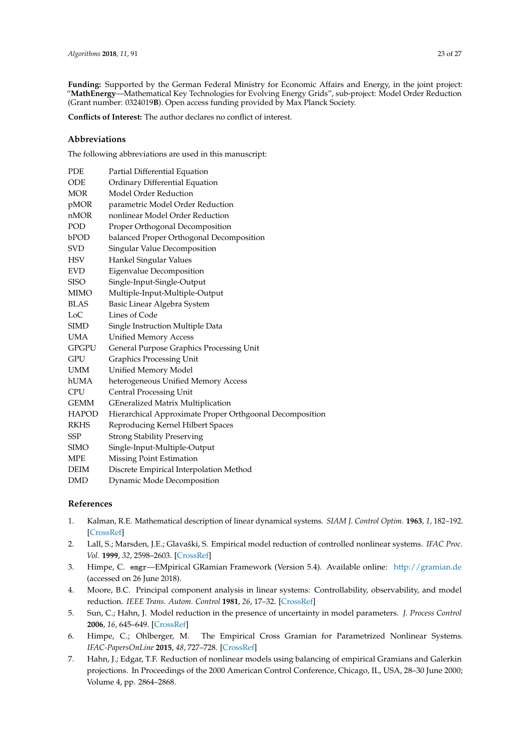**Funding:** Supported by the German Federal Ministry for Economic Affairs and Energy, in the joint project: "**MathEnergy**—Mathematical Key Technologies for Evolving Energy Grids", sub-project: Model Order Reduction (Grant number: 0324019**B**). Open access funding provided by Max Planck Society.

**Conflicts of Interest:** The author declares no conflict of interest.

## Abbreviations

The following abbreviations are used in this manuscript:

| | |
|---|---|
| PDE | Partial Differential Equation |
| ODE | Ordinary Differential Equation |
| MOR | Model Order Reduction |
| pMOR | parametric Model Order Reduction |
| nMOR | nonlinear Model Order Reduction |
| POD | Proper Orthogonal Decomposition |
| bPOD | balanced Proper Orthogonal Decomposition |
| SVD | Singular Value Decomposition |
| HSV | Hankel Singular Values |
| EVD | Eigenvalue Decomposition |
| SISO | Single-Input-Single-Output |
| MIMO | Multiple-Input-Multiple-Output |
| BLAS | Basic Linear Algebra System |
| LoC | Lines of Code |
| SIMD | Single Instruction Multiple Data |
| UMA | Unified Memory Access |
| GPGPU | General Purpose Graphics Processing Unit |
| GPU | Graphics Processing Unit |
| UMM | Unified Memory Model |
| hUMA | heterogeneous Unified Memory Access |
| CPU | Central Processing Unit |
| GEMM | GEneralized Matrix Multiplication |
| HAPOD | Hierarchical Approximate Proper Orthgoonal Decomposition |
| RKHS | Reproducing Kernel Hilbert Spaces |
| SSP | Strong Stability Preserving |
| SIMO | Single-Input-Multiple-Output |
| MPE | Missing Point Estimation |
| DEIM | Discrete Empirical Interpolation Method |
| DMD | Dynamic Mode Decomposition |

## References

1. Kalman, R.E. Mathematical description of linear dynamical systems. *SIAM J. Control Optim.* **1963**, *1*, 182–192. [CrossRef]
2. Lall, S.; Marsden, J.E.; Glavaški, S. Empirical model reduction of controlled nonlinear systems. *IFAC Proc. Vol.* **1999**, *32*, 2598–2603. [CrossRef]
3. Himpe, C. `emgr`—EMpirical GRamian Framework (Version 5.4). Available online: http://gramian.de (accessed on 26 June 2018).
4. Moore, B.C. Principal component analysis in linear systems: Controllability, observability, and model reduction. *IEEE Trans. Autom. Control* **1981**, *26*, 17–32. [CrossRef]
5. Sun, C.; Hahn, J. Model reduction in the presence of uncertainty in model parameters. *J. Process Control* **2006**, *16*, 645–649. [CrossRef]
6. Himpe, C.; Ohlberger, M. The Empirical Cross Gramian for Parametrized Nonlinear Systems. *IFAC-PapersOnLine* **2015**, *48*, 727–728. [CrossRef]
7. Hahn, J.; Edgar, T.F. Reduction of nonlinear models using balancing of empirical Gramians and Galerkin projections. In Proceedings of the 2000 American Control Conference, Chicago, IL, USA, 28–30 June 2000; Volume 4, pp. 2864–2868.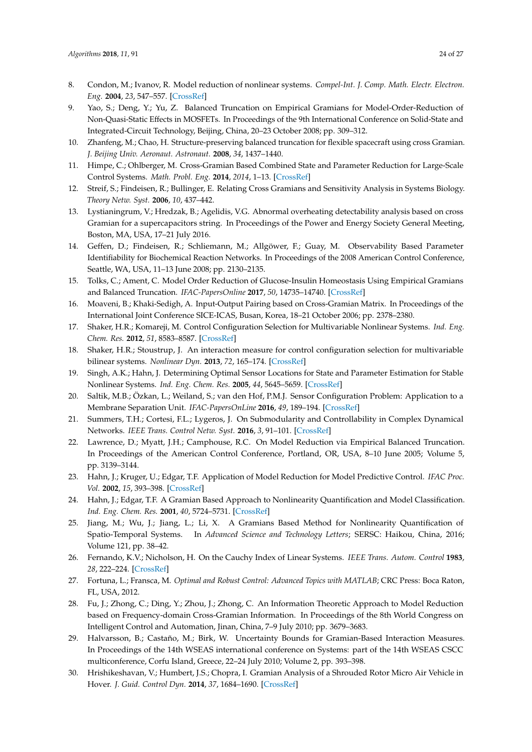8. Condon, M.; Ivanov, R. Model reduction of nonlinear systems. *Compel-Int. J. Comp. Math. Electr. Electron. Eng.* **2004**, *23*, 547–557. [CrossRef]
9. Yao, S.; Deng, Y.; Yu, Z. Balanced Truncation on Empirical Gramians for Model-Order-Reduction of Non-Quasi-Static Effects in MOSFETs. In Proceedings of the 9th International Conference on Solid-State and Integrated-Circuit Technology, Beijing, China, 20–23 October 2008; pp. 309–312.
10. Zhanfeng, M.; Chao, H. Structure-preserving balanced truncation for flexible spacecraft using cross Gramian. *J. Beijing Univ. Aeronaut. Astronaut.* **2008**, *34*, 1437–1440.
11. Himpe, C.; Ohlberger, M. Cross-Gramian Based Combined State and Parameter Reduction for Large-Scale Control Systems. *Math. Probl. Eng.* **2014**, *2014*, 1–13. [CrossRef]
12. Streif, S.; Findeisen, R.; Bullinger, E. Relating Cross Gramians and Sensitivity Analysis in Systems Biology. *Theory Netw. Syst.* **2006**, *10*, 437–442.
13. Lystianingrum, V.; Hredzak, B.; Agelidis, V.G. Abnormal overheating detectability analysis based on cross Gramian for a supercapacitors string. In Proceedings of the Power and Energy Society General Meeting, Boston, MA, USA, 17–21 July 2016.
14. Geffen, D.; Findeisen, R.; Schliemann, M.; Allgöwer, F.; Guay, M. Observability Based Parameter Identifiability for Biochemical Reaction Networks. In Proceedings of the 2008 American Control Conference, Seattle, WA, USA, 11–13 June 2008; pp. 2130–2135.
15. Tolks, C.; Ament, C. Model Order Reduction of Glucose-Insulin Homeostasis Using Empirical Gramians and Balanced Truncation. *IFAC-PapersOnline* **2017**, *50*, 14735–14740. [CrossRef]
16. Moaveni, B.; Khaki-Sedigh, A. Input-Output Pairing based on Cross-Gramian Matrix. In Proceedings of the International Joint Conference SICE-ICAS, Busan, Korea, 18–21 October 2006; pp. 2378–2380.
17. Shaker, H.R.; Komareji, M. Control Configuration Selection for Multivariable Nonlinear Systems. *Ind. Eng. Chem. Res.* **2012**, *51*, 8583–8587. [CrossRef]
18. Shaker, H.R.; Stoustrup, J. An interaction measure for control configuration selection for multivariable bilinear systems. *Nonlinear Dyn.* **2013**, *72*, 165–174. [CrossRef]
19. Singh, A.K.; Hahn, J. Determining Optimal Sensor Locations for State and Parameter Estimation for Stable Nonlinear Systems. *Ind. Eng. Chem. Res.* **2005**, *44*, 5645–5659. [CrossRef]
20. Saltik, M.B.; Özkan, L.; Weiland, S.; van den Hof, P.M.J. Sensor Configuration Problem: Application to a Membrane Separation Unit. *IFAC-PapersOnLine* **2016**, *49*, 189–194. [CrossRef]
21. Summers, T.H.; Cortesi, F.L.; Lygeros, J. On Submodularity and Controllability in Complex Dynamical Networks. *IEEE Trans. Control Netw. Syst.* **2016**, *3*, 91–101. [CrossRef]
22. Lawrence, D.; Myatt, J.H.; Camphouse, R.C. On Model Reduction via Empirical Balanced Truncation. In Proceedings of the American Control Conference, Portland, OR, USA, 8–10 June 2005; Volume 5, pp. 3139–3144.
23. Hahn, J.; Kruger, U.; Edgar, T.F. Application of Model Reduction for Model Predictive Control. *IFAC Proc. Vol.* **2002**, *15*, 393–398. [CrossRef]
24. Hahn, J.; Edgar, T.F. A Gramian Based Approach to Nonlinearity Quantification and Model Classification. *Ind. Eng. Chem. Res.* **2001**, *40*, 5724–5731. [CrossRef]
25. Jiang, M.; Wu, J.; Jiang, L.; Li, X. A Gramians Based Method for Nonlinearity Quantification of Spatio-Temporal Systems. In *Advanced Science and Technology Letters*; SERSC: Haikou, China, 2016; Volume 121, pp. 38–42.
26. Fernando, K.V.; Nicholson, H. On the Cauchy Index of Linear Systems. *IEEE Trans. Autom. Control* **1983**, *28*, 222–224. [CrossRef]
27. Fortuna, L.; Fransca, M. *Optimal and Robust Control: Advanced Topics with MATLAB*; CRC Press: Boca Raton, FL, USA, 2012.
28. Fu, J.; Zhong, C.; Ding, Y.; Zhou, J.; Zhong, C. An Information Theoretic Approach to Model Reduction based on Frequency-domain Cross-Gramian Information. In Proceedings of the 8th World Congress on Intelligent Control and Automation, Jinan, China, 7–9 July 2010; pp. 3679–3683.
29. Halvarsson, B.; Castaño, M.; Birk, W. Uncertainty Bounds for Gramian-Based Interaction Measures. In Proceedings of the 14th WSEAS international conference on Systems: part of the 14th WSEAS CSCC multiconference, Corfu Island, Greece, 22–24 July 2010; Volume 2, pp. 393–398.
30. Hrishikeshavan, V.; Humbert, J.S.; Chopra, I. Gramian Analysis of a Shrouded Rotor Micro Air Vehicle in Hover. *J. Guid. Control Dyn.* **2014**, *37*, 1684–1690. [CrossRef]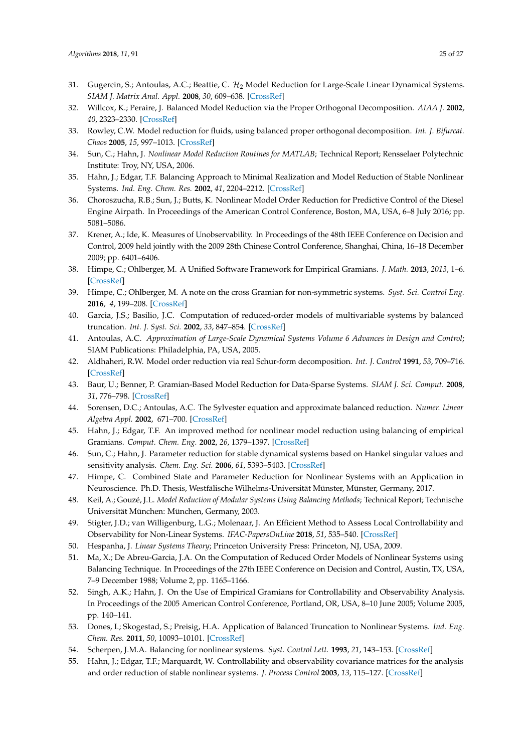31. Gugercin, S.; Antoulas, A.C.; Beattie, C. $\mathcal{H}_2$ Model Reduction for Large-Scale Linear Dynamical Systems. *SIAM J. Matrix Anal. Appl.* **2008**, *30*, 609–638. [CrossRef]
32. Willcox, K.; Peraire, J. Balanced Model Reduction via the Proper Orthogonal Decomposition. *AIAA J.* **2002**, *40*, 2323–2330. [CrossRef]
33. Rowley, C.W. Model reduction for fluids, using balanced proper orthogonal decomposition. *Int. J. Bifurcat. Chaos* **2005**, *15*, 997–1013. [CrossRef]
34. Sun, C.; Hahn, J. *Nonlinear Model Reduction Routines for MATLAB*; Technical Report; Rensselaer Polytechnic Institute: Troy, NY, USA, 2006.
35. Hahn, J.; Edgar, T.F. Balancing Approach to Minimal Realization and Model Reduction of Stable Nonlinear Systems. *Ind. Eng. Chem. Res.* **2002**, *41*, 2204–2212. [CrossRef]
36. Choroszucha, R.B.; Sun, J.; Butts, K. Nonlinear Model Order Reduction for Predictive Control of the Diesel Engine Airpath. In Proceedings of the American Control Conference, Boston, MA, USA, 6–8 July 2016; pp. 5081–5086.
37. Krener, A.; Ide, K. Measures of Unobservability. In Proceedings of the 48th IEEE Conference on Decision and Control, 2009 held jointly with the 2009 28th Chinese Control Conference, Shanghai, China, 16–18 December 2009; pp. 6401–6406.
38. Himpe, C.; Ohlberger, M. A Unified Software Framework for Empirical Gramians. *J. Math.* **2013**, *2013*, 1–6. [CrossRef]
39. Himpe, C.; Ohlberger, M. A note on the cross Gramian for non-symmetric systems. *Syst. Sci. Control Eng.* **2016**, *4*, 199–208. [CrossRef]
40. Garcia, J.S.; Basilio, J.C. Computation of reduced-order models of multivariable systems by balanced truncation. *Int. J. Syst. Sci.* **2002**, *33*, 847–854. [CrossRef]
41. Antoulas, A.C. *Approximation of Large-Scale Dynamical Systems Volume 6 Advances in Design and Control*; SIAM Publications: Philadelphia, PA, USA, 2005.
42. Aldhaheri, R.W. Model order reduction via real Schur-form decomposition. *Int. J. Control* **1991**, *53*, 709–716. [CrossRef]
43. Baur, U.; Benner, P. Gramian-Based Model Reduction for Data-Sparse Systems. *SIAM J. Sci. Comput.* **2008**, *31*, 776–798. [CrossRef]
44. Sorensen, D.C.; Antoulas, A.C. The Sylvester equation and approximate balanced reduction. *Numer. Linear Algebra Appl.* **2002**, 671–700. [CrossRef]
45. Hahn, J.; Edgar, T.F. An improved method for nonlinear model reduction using balancing of empirical Gramians. *Comput. Chem. Eng.* **2002**, *26*, 1379–1397. [CrossRef]
46. Sun, C.; Hahn, J. Parameter reduction for stable dynamical systems based on Hankel singular values and sensitivity analysis. *Chem. Eng. Sci.* **2006**, *61*, 5393–5403. [CrossRef]
47. Himpe, C. Combined State and Parameter Reduction for Nonlinear Systems with an Application in Neuroscience. Ph.D. Thesis, Westfälische Wilhelms-Universität Münster, Münster, Germany, 2017.
48. Keil, A.; Gouzé, J.L. *Model Reduction of Modular Systems Using Balancing Methods*; Technical Report; Technische Universität München: München, Germany, 2003.
49. Stigter, J.D.; van Willigenburg, L.G.; Molenaar, J. An Efficient Method to Assess Local Controllability and Observability for Non-Linear Systems. *IFAC-PapersOnLine* **2018**, *51*, 535–540. [CrossRef]
50. Hespanha, J. *Linear Systems Theory*; Princeton University Press: Princeton, NJ, USA, 2009.
51. Ma, X.; De Abreu-Garcia, J.A. On the Computation of Reduced Order Models of Nonlinear Systems using Balancing Technique. In Proceedings of the 27th IEEE Conference on Decision and Control, Austin, TX, USA, 7–9 December 1988; Volume 2, pp. 1165–1166.
52. Singh, A.K.; Hahn, J. On the Use of Empirical Gramians for Controllability and Observability Analysis. In Proceedings of the 2005 American Control Conference, Portland, OR, USA, 8–10 June 2005; Volume 2005, pp. 140–141.
53. Dones, I.; Skogestad, S.; Preisig, H.A. Application of Balanced Truncation to Nonlinear Systems. *Ind. Eng. Chem. Res.* **2011**, *50*, 10093–10101. [CrossRef]
54. Scherpen, J.M.A. Balancing for nonlinear systems. *Syst. Control Lett.* **1993**, *21*, 143–153. [CrossRef]
55. Hahn, J.; Edgar, T.F.; Marquardt, W. Controllability and observability covariance matrices for the analysis and order reduction of stable nonlinear systems. *J. Process Control* **2003**, *13*, 115–127. [CrossRef]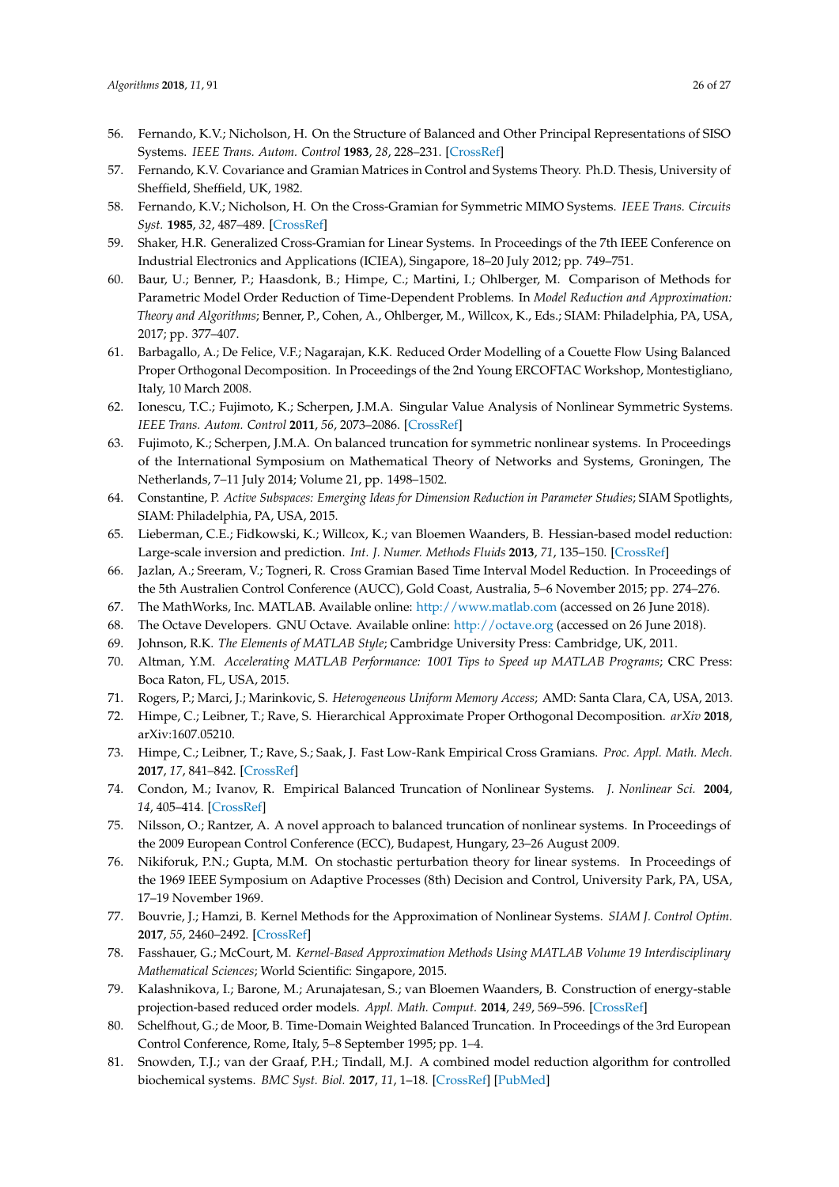56. Fernando, K.V.; Nicholson, H. On the Structure of Balanced and Other Principal Representations of SISO Systems. *IEEE Trans. Autom. Control* **1983**, *28*, 228–231. [CrossRef]
57. Fernando, K.V. Covariance and Gramian Matrices in Control and Systems Theory. Ph.D. Thesis, University of Sheffield, Sheffield, UK, 1982.
58. Fernando, K.V.; Nicholson, H. On the Cross-Gramian for Symmetric MIMO Systems. *IEEE Trans. Circuits Syst.* **1985**, *32*, 487–489. [CrossRef]
59. Shaker, H.R. Generalized Cross-Gramian for Linear Systems. In Proceedings of the 7th IEEE Conference on Industrial Electronics and Applications (ICIEA), Singapore, 18–20 July 2012; pp. 749–751.
60. Baur, U.; Benner, P.; Haasdonk, B.; Himpe, C.; Martini, I.; Ohlberger, M. Comparison of Methods for Parametric Model Order Reduction of Time-Dependent Problems. In *Model Reduction and Approximation: Theory and Algorithms*; Benner, P., Cohen, A., Ohlberger, M., Willcox, K., Eds.; SIAM: Philadelphia, PA, USA, 2017; pp. 377–407.
61. Barbagallo, A.; De Felice, V.F.; Nagarajan, K.K. Reduced Order Modelling of a Couette Flow Using Balanced Proper Orthogonal Decomposition. In Proceedings of the 2nd Young ERCOFTAC Workshop, Montestigliano, Italy, 10 March 2008.
62. Ionescu, T.C.; Fujimoto, K.; Scherpen, J.M.A. Singular Value Analysis of Nonlinear Symmetric Systems. *IEEE Trans. Autom. Control* **2011**, *56*, 2073–2086. [CrossRef]
63. Fujimoto, K.; Scherpen, J.M.A. On balanced truncation for symmetric nonlinear systems. In Proceedings of the International Symposium on Mathematical Theory of Networks and Systems, Groningen, The Netherlands, 7–11 July 2014; Volume 21, pp. 1498–1502.
64. Constantine, P. *Active Subspaces: Emerging Ideas for Dimension Reduction in Parameter Studies*; SIAM Spotlights, SIAM: Philadelphia, PA, USA, 2015.
65. Lieberman, C.E.; Fidkowski, K.; Willcox, K.; van Bloemen Waanders, B. Hessian-based model reduction: Large-scale inversion and prediction. *Int. J. Numer. Methods Fluids* **2013**, *71*, 135–150. [CrossRef]
66. Jazlan, A.; Sreeram, V.; Togneri, R. Cross Gramian Based Time Interval Model Reduction. In Proceedings of the 5th Australien Control Conference (AUCC), Gold Coast, Australia, 5–6 November 2015; pp. 274–276.
67. The MathWorks, Inc. MATLAB. Available online: http://www.matlab.com (accessed on 26 June 2018).
68. The Octave Developers. GNU Octave. Available online: http://octave.org (accessed on 26 June 2018).
69. Johnson, R.K. *The Elements of MATLAB Style*; Cambridge University Press: Cambridge, UK, 2011.
70. Altman, Y.M. *Accelerating MATLAB Performance: 1001 Tips to Speed up MATLAB Programs*; CRC Press: Boca Raton, FL, USA, 2015.
71. Rogers, P.; Marci, J.; Marinkovic, S. *Heterogeneous Uniform Memory Access*; AMD: Santa Clara, CA, USA, 2013.
72. Himpe, C.; Leibner, T.; Rave, S. Hierarchical Approximate Proper Orthogonal Decomposition. *arXiv* **2018**, arXiv:1607.05210.
73. Himpe, C.; Leibner, T.; Rave, S.; Saak, J. Fast Low-Rank Empirical Cross Gramians. *Proc. Appl. Math. Mech.* **2017**, *17*, 841–842. [CrossRef]
74. Condon, M.; Ivanov, R. Empirical Balanced Truncation of Nonlinear Systems. *J. Nonlinear Sci.* **2004**, *14*, 405–414. [CrossRef]
75. Nilsson, O.; Rantzer, A. A novel approach to balanced truncation of nonlinear systems. In Proceedings of the 2009 European Control Conference (ECC), Budapest, Hungary, 23–26 August 2009.
76. Nikiforuk, P.N.; Gupta, M.M. On stochastic perturbation theory for linear systems. In Proceedings of the 1969 IEEE Symposium on Adaptive Processes (8th) Decision and Control, University Park, PA, USA, 17–19 November 1969.
77. Bouvrie, J.; Hamzi, B. Kernel Methods for the Approximation of Nonlinear Systems. *SIAM J. Control Optim.* **2017**, *55*, 2460–2492. [CrossRef]
78. Fasshauer, G.; McCourt, M. *Kernel-Based Approximation Methods Using MATLAB Volume 19 Interdisciplinary Mathematical Sciences*; World Scientific: Singapore, 2015.
79. Kalashnikova, I.; Barone, M.; Arunajatesan, S.; van Bloemen Waanders, B. Construction of energy-stable projection-based reduced order models. *Appl. Math. Comput.* **2014**, *249*, 569–596. [CrossRef]
80. Schelfhout, G.; de Moor, B. Time-Domain Weighted Balanced Truncation. In Proceedings of the 3rd European Control Conference, Rome, Italy, 5–8 September 1995; pp. 1–4.
81. Snowden, T.J.; van der Graaf, P.H.; Tindall, M.J. A combined model reduction algorithm for controlled biochemical systems. *BMC Syst. Biol.* **2017**, *11*, 1–18. [CrossRef] [PubMed]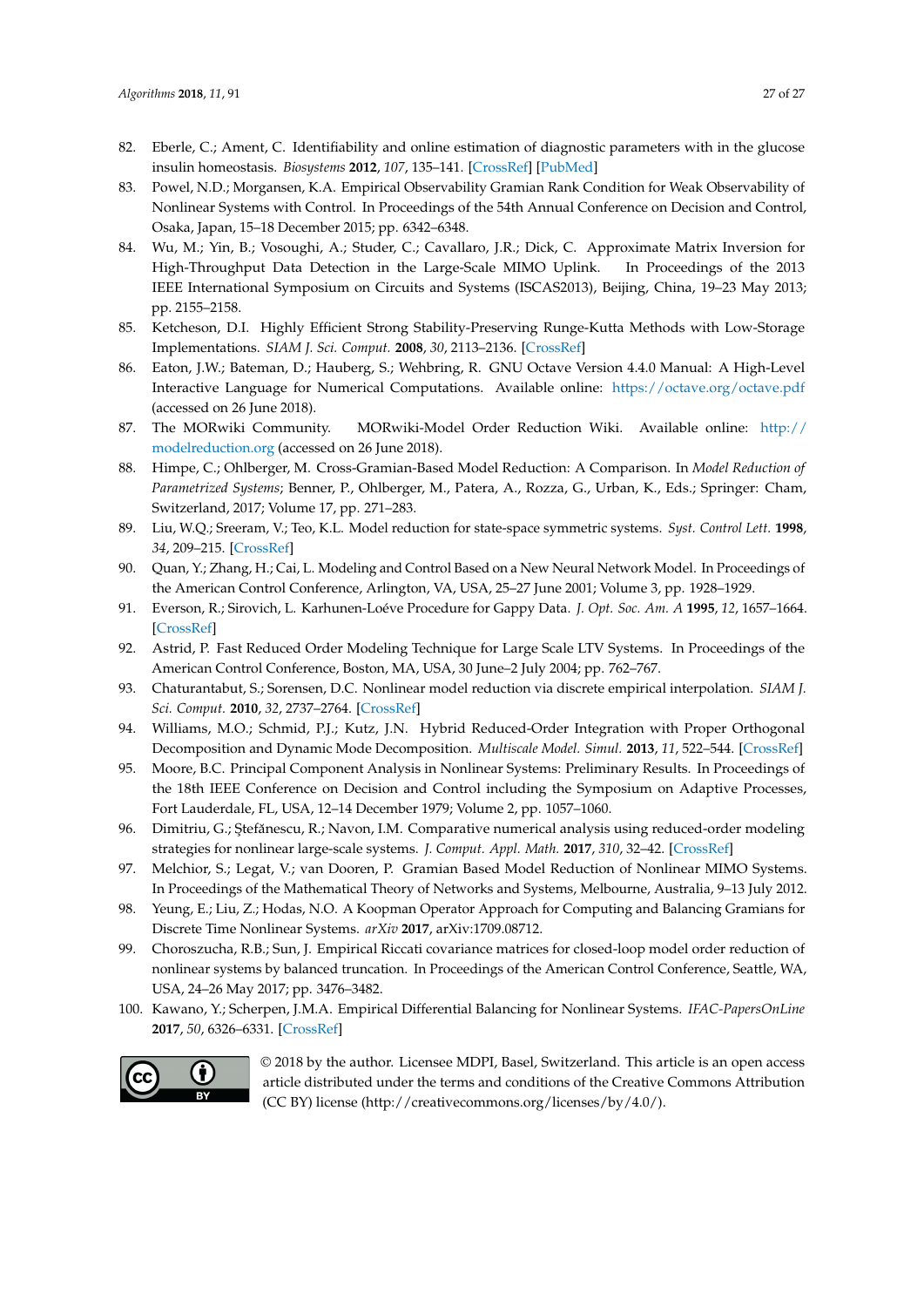82. Eberle, C.; Ament, C. Identifiability and online estimation of diagnostic parameters with in the glucose insulin homeostasis. *Biosystems* **2012**, *107*, 135–141. [CrossRef] [PubMed]
83. Powel, N.D.; Morgansen, K.A. Empirical Observability Gramian Rank Condition for Weak Observability of Nonlinear Systems with Control. In Proceedings of the 54th Annual Conference on Decision and Control, Osaka, Japan, 15–18 December 2015; pp. 6342–6348.
84. Wu, M.; Yin, B.; Vosoughi, A.; Studer, C.; Cavallaro, J.R.; Dick, C. Approximate Matrix Inversion for High-Throughput Data Detection in the Large-Scale MIMO Uplink. In Proceedings of the 2013 IEEE International Symposium on Circuits and Systems (ISCAS2013), Beijing, China, 19–23 May 2013; pp. 2155–2158.
85. Ketcheson, D.I. Highly Efficient Strong Stability-Preserving Runge-Kutta Methods with Low-Storage Implementations. *SIAM J. Sci. Comput.* **2008**, *30*, 2113–2136. [CrossRef]
86. Eaton, J.W.; Bateman, D.; Hauberg, S.; Wehbring, R. GNU Octave Version 4.4.0 Manual: A High-Level Interactive Language for Numerical Computations. Available online: https://octave.org/octave.pdf (accessed on 26 June 2018).
87. The MORwiki Community. MORwiki-Model Order Reduction Wiki. Available online: http://modelreduction.org (accessed on 26 June 2018).
88. Himpe, C.; Ohlberger, M. Cross-Gramian-Based Model Reduction: A Comparison. In *Model Reduction of Parametrized Systems*; Benner, P., Ohlberger, M., Patera, A., Rozza, G., Urban, K., Eds.; Springer: Cham, Switzerland, 2017; Volume 17, pp. 271–283.
89. Liu, W.Q.; Sreeram, V.; Teo, K.L. Model reduction for state-space symmetric systems. *Syst. Control Lett.* **1998**, *34*, 209–215. [CrossRef]
90. Quan, Y.; Zhang, H.; Cai, L. Modeling and Control Based on a New Neural Network Model. In Proceedings of the American Control Conference, Arlington, VA, USA, 25–27 June 2001; Volume 3, pp. 1928–1929.
91. Everson, R.; Sirovich, L. Karhunen-Loéve Procedure for Gappy Data. *J. Opt. Soc. Am. A* **1995**, *12*, 1657–1664. [CrossRef]
92. Astrid, P. Fast Reduced Order Modeling Technique for Large Scale LTV Systems. In Proceedings of the American Control Conference, Boston, MA, USA, 30 June–2 July 2004; pp. 762–767.
93. Chaturantabut, S.; Sorensen, D.C. Nonlinear model reduction via discrete empirical interpolation. *SIAM J. Sci. Comput.* **2010**, *32*, 2737–2764. [CrossRef]
94. Williams, M.O.; Schmid, P.J.; Kutz, J.N. Hybrid Reduced-Order Integration with Proper Orthogonal Decomposition and Dynamic Mode Decomposition. *Multiscale Model. Simul.* **2013**, *11*, 522–544. [CrossRef]
95. Moore, B.C. Principal Component Analysis in Nonlinear Systems: Preliminary Results. In Proceedings of the 18th IEEE Conference on Decision and Control including the Symposium on Adaptive Processes, Fort Lauderdale, FL, USA, 12–14 December 1979; Volume 2, pp. 1057–1060.
96. Dimitriu, G.; Ştefănescu, R.; Navon, I.M. Comparative numerical analysis using reduced-order modeling strategies for nonlinear large-scale systems. *J. Comput. Appl. Math.* **2017**, *310*, 32–42. [CrossRef]
97. Melchior, S.; Legat, V.; van Dooren, P. Gramian Based Model Reduction of Nonlinear MIMO Systems. In Proceedings of the Mathematical Theory of Networks and Systems, Melbourne, Australia, 9–13 July 2012.
98. Yeung, E.; Liu, Z.; Hodas, N.O. A Koopman Operator Approach for Computing and Balancing Gramians for Discrete Time Nonlinear Systems. *arXiv* **2017**, arXiv:1709.08712.
99. Choroszucha, R.B.; Sun, J. Empirical Riccati covariance matrices for closed-loop model order reduction of nonlinear systems by balanced truncation. In Proceedings of the American Control Conference, Seattle, WA, USA, 24–26 May 2017; pp. 3476–3482.
100. Kawano, Y.; Scherpen, J.M.A. Empirical Differential Balancing for Nonlinear Systems. *IFAC-PapersOnLine* **2017**, *50*, 6326–6331. [CrossRef]

© 2018 by the author. Licensee MDPI, Basel, Switzerland. This article is an open access article distributed under the terms and conditions of the Creative Commons Attribution (CC BY) license (http://creativecommons.org/licenses/by/4.0/).